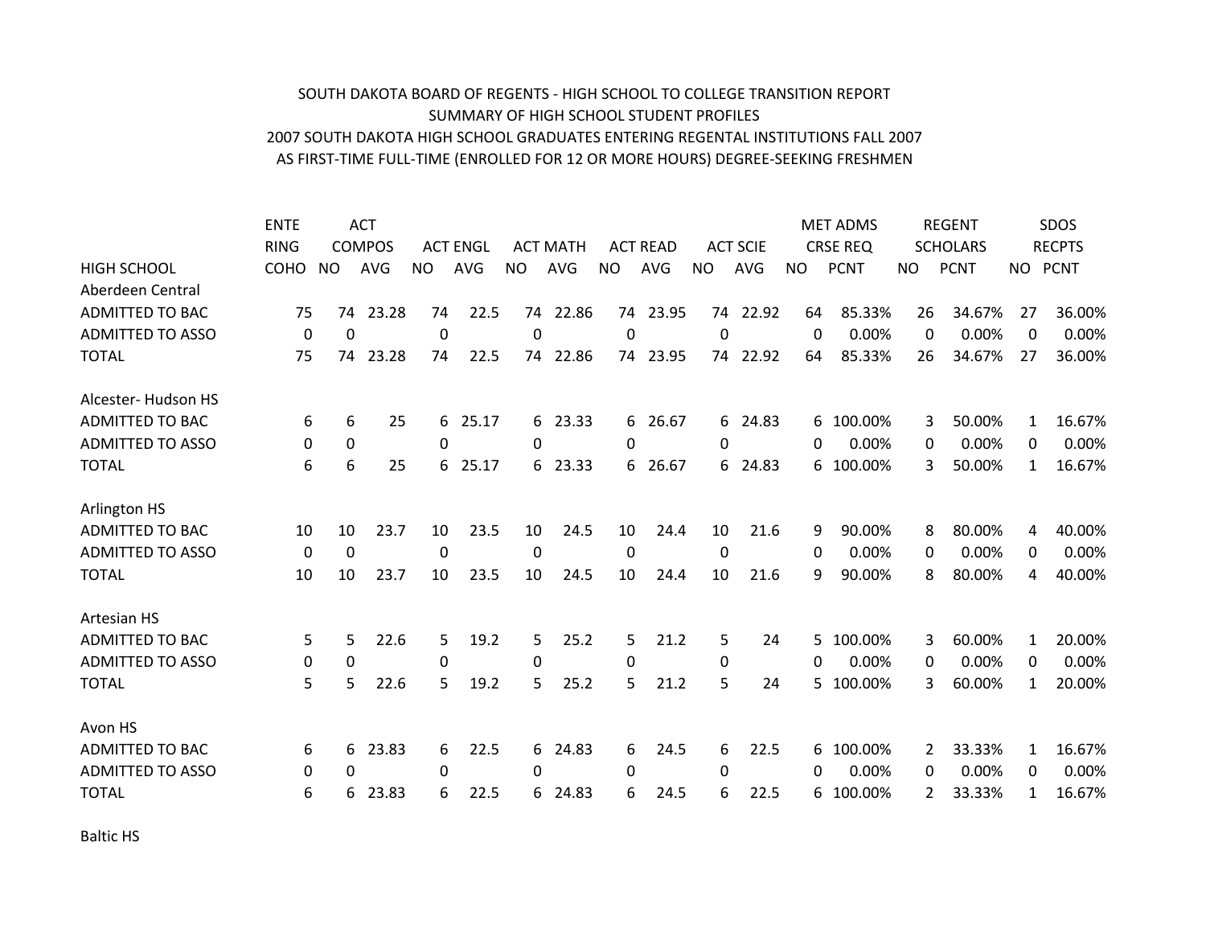SOUTH DAKOTA BOARD OF REGENTS - HIGH SCHOOL TO COLLEGE TRANSITION REPORT
SUMMARY OF HIGH SCHOOL STUDENT PROFILES
2007 SOUTH DAKOTA HIGH SCHOOL GRADUATES ENTERING REGENTAL INSTITUTIONS FALL 2007
AS FIRST-TIME FULL-TIME (ENROLLED FOR 12 OR MORE HOURS) DEGREE-SEEKING FRESHMEN

| HIGH SCHOOL | ENTERING COHO | ACT COMPOS NO | ACT COMPOS AVG | ACT ENGL NO | ACT ENGL AVG | ACT MATH NO | ACT MATH AVG | ACT READ NO | ACT READ AVG | ACT SCIE NO | ACT SCIE AVG | MET ADMS CRSE REQ NO | MET ADMS CRSE REQ PCNT | REGENT SCHOLARS NO | REGENT SCHOLARS PCNT | SDOS RECPTS NO | SDOS RECPTS PCNT |
|---|---|---|---|---|---|---|---|---|---|---|---|---|---|---|---|---|---|
| Aberdeen Central | | | | | | | | | | | | | | | | | |
| ADMITTED TO BAC | 75 | 74 | 23.28 | 74 | 22.5 | 74 | 22.86 | 74 | 23.95 | 74 | 22.92 | 64 | 85.33% | 26 | 34.67% | 27 | 36.00% |
| ADMITTED TO ASSO | 0 | 0 | | 0 | | 0 | | 0 | | 0 | | 0 | 0.00% | 0 | 0.00% | 0 | 0.00% |
| TOTAL | 75 | 74 | 23.28 | 74 | 22.5 | 74 | 22.86 | 74 | 23.95 | 74 | 22.92 | 64 | 85.33% | 26 | 34.67% | 27 | 36.00% |
| Alcester- Hudson HS | | | | | | | | | | | | | | | | | |
| ADMITTED TO BAC | 6 | 6 | 25 | 6 | 25.17 | 6 | 23.33 | 6 | 26.67 | 6 | 24.83 | 6 | 100.00% | 3 | 50.00% | 1 | 16.67% |
| ADMITTED TO ASSO | 0 | 0 | | 0 | | 0 | | 0 | | 0 | | 0 | 0.00% | 0 | 0.00% | 0 | 0.00% |
| TOTAL | 6 | 6 | 25 | 6 | 25.17 | 6 | 23.33 | 6 | 26.67 | 6 | 24.83 | 6 | 100.00% | 3 | 50.00% | 1 | 16.67% |
| Arlington HS | | | | | | | | | | | | | | | | | |
| ADMITTED TO BAC | 10 | 10 | 23.7 | 10 | 23.5 | 10 | 24.5 | 10 | 24.4 | 10 | 21.6 | 9 | 90.00% | 8 | 80.00% | 4 | 40.00% |
| ADMITTED TO ASSO | 0 | 0 | | 0 | | 0 | | 0 | | 0 | | 0 | 0.00% | 0 | 0.00% | 0 | 0.00% |
| TOTAL | 10 | 10 | 23.7 | 10 | 23.5 | 10 | 24.5 | 10 | 24.4 | 10 | 21.6 | 9 | 90.00% | 8 | 80.00% | 4 | 40.00% |
| Artesian HS | | | | | | | | | | | | | | | | | |
| ADMITTED TO BAC | 5 | 5 | 22.6 | 5 | 19.2 | 5 | 25.2 | 5 | 21.2 | 5 | 24 | 5 | 100.00% | 3 | 60.00% | 1 | 20.00% |
| ADMITTED TO ASSO | 0 | 0 | | 0 | | 0 | | 0 | | 0 | | 0 | 0.00% | 0 | 0.00% | 0 | 0.00% |
| TOTAL | 5 | 5 | 22.6 | 5 | 19.2 | 5 | 25.2 | 5 | 21.2 | 5 | 24 | 5 | 100.00% | 3 | 60.00% | 1 | 20.00% |
| Avon HS | | | | | | | | | | | | | | | | | |
| ADMITTED TO BAC | 6 | 6 | 23.83 | 6 | 22.5 | 6 | 24.83 | 6 | 24.5 | 6 | 22.5 | 6 | 100.00% | 2 | 33.33% | 1 | 16.67% |
| ADMITTED TO ASSO | 0 | 0 | | 0 | | 0 | | 0 | | 0 | | 0 | 0.00% | 0 | 0.00% | 0 | 0.00% |
| TOTAL | 6 | 6 | 23.83 | 6 | 22.5 | 6 | 24.83 | 6 | 24.5 | 6 | 22.5 | 6 | 100.00% | 2 | 33.33% | 1 | 16.67% |
| Baltic HS | | | | | | | | | | | | | | | | | |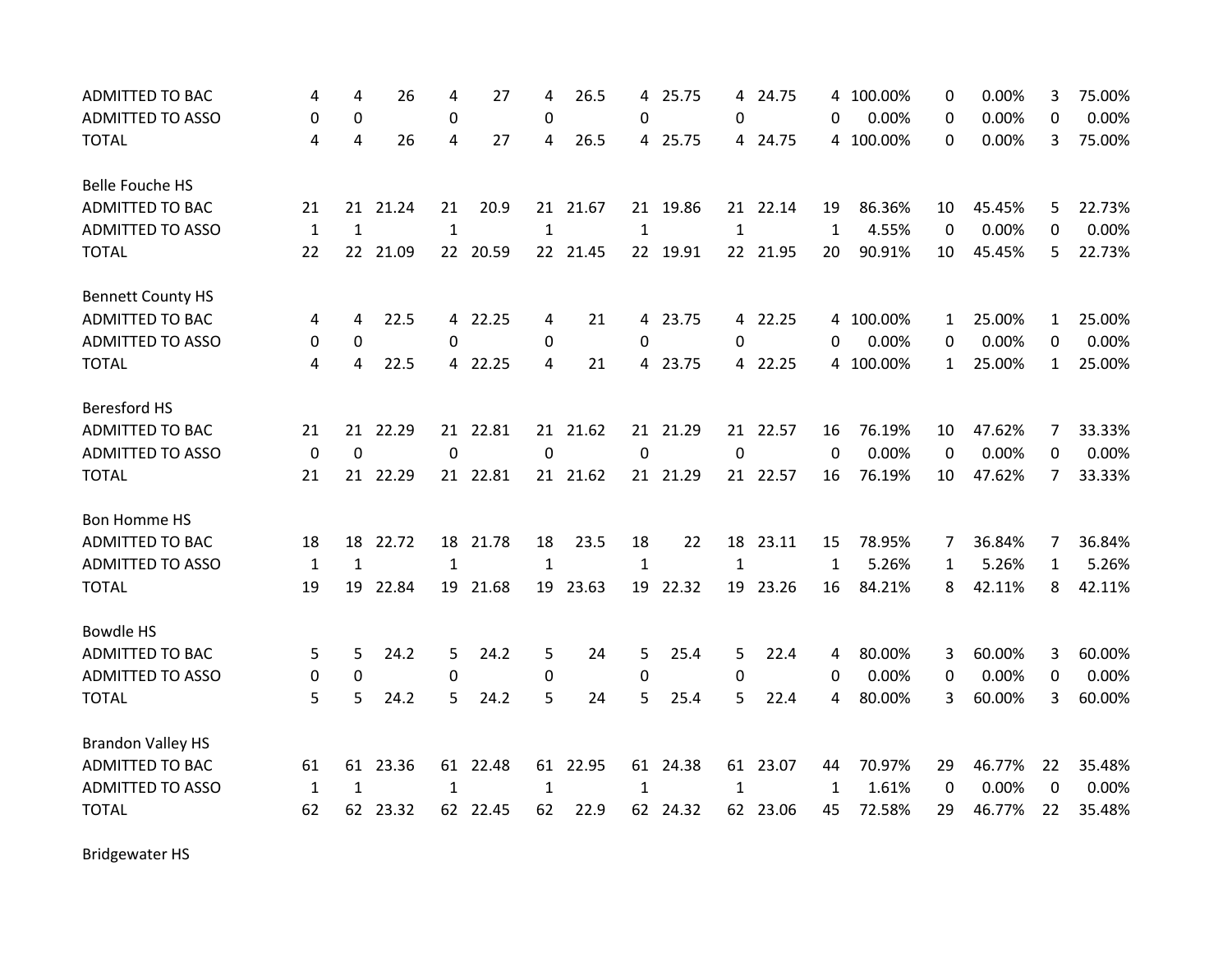| | | | | | | | | | | | | | | | | | |
|---|---|---|---|---|---|---|---|---|---|---|---|---|---|---|---|---|---|
| ADMITTED TO BAC | 4 | 4 | 26 | 4 | 27 | 4 | 26.5 | 4 | 25.75 | 4 | 24.75 | 4 | 100.00% | 0 | 0.00% | 3 | 75.00% |
| ADMITTED TO ASSO | 0 | 0 | | 0 | | 0 | | 0 | | 0 | | 0 | 0.00% | 0 | 0.00% | 0 | 0.00% |
| TOTAL | 4 | 4 | 26 | 4 | 27 | 4 | 26.5 | 4 | 25.75 | 4 | 24.75 | 4 | 100.00% | 0 | 0.00% | 3 | 75.00% |
| | | | | | | | | | | | | | | | | | |
| Belle Fouche HS | | | | | | | | | | | | | | | | | |
| ADMITTED TO BAC | 21 | 21 | 21.24 | 21 | 20.9 | 21 | 21.67 | 21 | 19.86 | 21 | 22.14 | 19 | 86.36% | 10 | 45.45% | 5 | 22.73% |
| ADMITTED TO ASSO | 1 | 1 | | 1 | | 1 | | 1 | | 1 | | 1 | 4.55% | 0 | 0.00% | 0 | 0.00% |
| TOTAL | 22 | 22 | 21.09 | 22 | 20.59 | 22 | 21.45 | 22 | 19.91 | 22 | 21.95 | 20 | 90.91% | 10 | 45.45% | 5 | 22.73% |
| | | | | | | | | | | | | | | | | | |
| Bennett County HS | | | | | | | | | | | | | | | | | |
| ADMITTED TO BAC | 4 | 4 | 22.5 | 4 | 22.25 | 4 | 21 | 4 | 23.75 | 4 | 22.25 | 4 | 100.00% | 1 | 25.00% | 1 | 25.00% |
| ADMITTED TO ASSO | 0 | 0 | | 0 | | 0 | | 0 | | 0 | | 0 | 0.00% | 0 | 0.00% | 0 | 0.00% |
| TOTAL | 4 | 4 | 22.5 | 4 | 22.25 | 4 | 21 | 4 | 23.75 | 4 | 22.25 | 4 | 100.00% | 1 | 25.00% | 1 | 25.00% |
| | | | | | | | | | | | | | | | | | |
| Beresford HS | | | | | | | | | | | | | | | | | |
| ADMITTED TO BAC | 21 | 21 | 22.29 | 21 | 22.81 | 21 | 21.62 | 21 | 21.29 | 21 | 22.57 | 16 | 76.19% | 10 | 47.62% | 7 | 33.33% |
| ADMITTED TO ASSO | 0 | 0 | | 0 | | 0 | | 0 | | 0 | | 0 | 0.00% | 0 | 0.00% | 0 | 0.00% |
| TOTAL | 21 | 21 | 22.29 | 21 | 22.81 | 21 | 21.62 | 21 | 21.29 | 21 | 22.57 | 16 | 76.19% | 10 | 47.62% | 7 | 33.33% |
| | | | | | | | | | | | | | | | | | |
| Bon Homme HS | | | | | | | | | | | | | | | | | |
| ADMITTED TO BAC | 18 | 18 | 22.72 | 18 | 21.78 | 18 | 23.5 | 18 | 22 | 18 | 23.11 | 15 | 78.95% | 7 | 36.84% | 7 | 36.84% |
| ADMITTED TO ASSO | 1 | 1 | | 1 | | 1 | | 1 | | 1 | | 1 | 5.26% | 1 | 5.26% | 1 | 5.26% |
| TOTAL | 19 | 19 | 22.84 | 19 | 21.68 | 19 | 23.63 | 19 | 22.32 | 19 | 23.26 | 16 | 84.21% | 8 | 42.11% | 8 | 42.11% |
| | | | | | | | | | | | | | | | | | |
| Bowdle HS | | | | | | | | | | | | | | | | | |
| ADMITTED TO BAC | 5 | 5 | 24.2 | 5 | 24.2 | 5 | 24 | 5 | 25.4 | 5 | 22.4 | 4 | 80.00% | 3 | 60.00% | 3 | 60.00% |
| ADMITTED TO ASSO | 0 | 0 | | 0 | | 0 | | 0 | | 0 | | 0 | 0.00% | 0 | 0.00% | 0 | 0.00% |
| TOTAL | 5 | 5 | 24.2 | 5 | 24.2 | 5 | 24 | 5 | 25.4 | 5 | 22.4 | 4 | 80.00% | 3 | 60.00% | 3 | 60.00% |
| | | | | | | | | | | | | | | | | | |
| Brandon Valley HS | | | | | | | | | | | | | | | | | |
| ADMITTED TO BAC | 61 | 61 | 23.36 | 61 | 22.48 | 61 | 22.95 | 61 | 24.38 | 61 | 23.07 | 44 | 70.97% | 29 | 46.77% | 22 | 35.48% |
| ADMITTED TO ASSO | 1 | 1 | | 1 | | 1 | | 1 | | 1 | | 1 | 1.61% | 0 | 0.00% | 0 | 0.00% |
| TOTAL | 62 | 62 | 23.32 | 62 | 22.45 | 62 | 22.9 | 62 | 24.32 | 62 | 23.06 | 45 | 72.58% | 29 | 46.77% | 22 | 35.48% |
| | | | | | | | | | | | | | | | | | |
| Bridgewater HS | | | | | | | | | | | | | | | | | |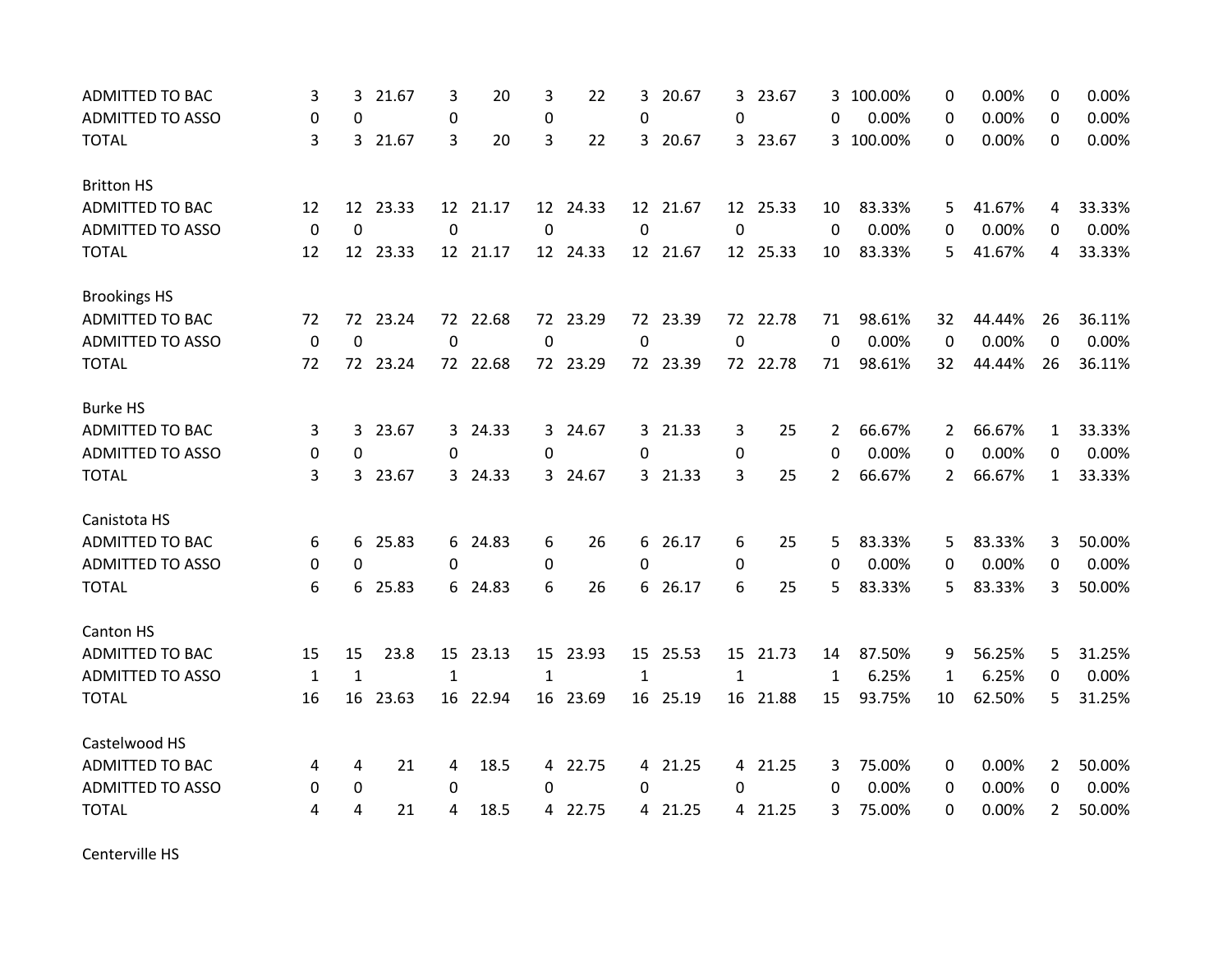| | | | | | | | | | | | | | | | | | |
|---|---|---|---|---|---|---|---|---|---|---|---|---|---|---|---|---|---|
| ADMITTED TO BAC | 3 | 3 | 21.67 | 3 | 20 | 3 | 22 | 3 | 20.67 | 3 | 23.67 | 3 | 100.00% | 0 | 0.00% | 0 | 0.00% |
| ADMITTED TO ASSO | 0 | 0 | | 0 | | 0 | | 0 | | 0 | | 0 | 0.00% | 0 | 0.00% | 0 | 0.00% |
| TOTAL | 3 | 3 | 21.67 | 3 | 20 | 3 | 22 | 3 | 20.67 | 3 | 23.67 | 3 | 100.00% | 0 | 0.00% | 0 | 0.00% |
| | | | | | | | | | | | | | | | | | |
| Britton HS | | | | | | | | | | | | | | | | | |
| ADMITTED TO BAC | 12 | 12 | 23.33 | 12 | 21.17 | 12 | 24.33 | 12 | 21.67 | 12 | 25.33 | 10 | 83.33% | 5 | 41.67% | 4 | 33.33% |
| ADMITTED TO ASSO | 0 | 0 | | 0 | | 0 | | 0 | | 0 | | 0 | 0.00% | 0 | 0.00% | 0 | 0.00% |
| TOTAL | 12 | 12 | 23.33 | 12 | 21.17 | 12 | 24.33 | 12 | 21.67 | 12 | 25.33 | 10 | 83.33% | 5 | 41.67% | 4 | 33.33% |
| | | | | | | | | | | | | | | | | | |
| Brookings HS | | | | | | | | | | | | | | | | | |
| ADMITTED TO BAC | 72 | 72 | 23.24 | 72 | 22.68 | 72 | 23.29 | 72 | 23.39 | 72 | 22.78 | 71 | 98.61% | 32 | 44.44% | 26 | 36.11% |
| ADMITTED TO ASSO | 0 | 0 | | 0 | | 0 | | 0 | | 0 | | 0 | 0.00% | 0 | 0.00% | 0 | 0.00% |
| TOTAL | 72 | 72 | 23.24 | 72 | 22.68 | 72 | 23.29 | 72 | 23.39 | 72 | 22.78 | 71 | 98.61% | 32 | 44.44% | 26 | 36.11% |
| | | | | | | | | | | | | | | | | | |
| Burke HS | | | | | | | | | | | | | | | | | |
| ADMITTED TO BAC | 3 | 3 | 23.67 | 3 | 24.33 | 3 | 24.67 | 3 | 21.33 | 3 | 25 | 2 | 66.67% | 2 | 66.67% | 1 | 33.33% |
| ADMITTED TO ASSO | 0 | 0 | | 0 | | 0 | | 0 | | 0 | | 0 | 0.00% | 0 | 0.00% | 0 | 0.00% |
| TOTAL | 3 | 3 | 23.67 | 3 | 24.33 | 3 | 24.67 | 3 | 21.33 | 3 | 25 | 2 | 66.67% | 2 | 66.67% | 1 | 33.33% |
| | | | | | | | | | | | | | | | | | |
| Canistota HS | | | | | | | | | | | | | | | | | |
| ADMITTED TO BAC | 6 | 6 | 25.83 | 6 | 24.83 | 6 | 26 | 6 | 26.17 | 6 | 25 | 5 | 83.33% | 5 | 83.33% | 3 | 50.00% |
| ADMITTED TO ASSO | 0 | 0 | | 0 | | 0 | | 0 | | 0 | | 0 | 0.00% | 0 | 0.00% | 0 | 0.00% |
| TOTAL | 6 | 6 | 25.83 | 6 | 24.83 | 6 | 26 | 6 | 26.17 | 6 | 25 | 5 | 83.33% | 5 | 83.33% | 3 | 50.00% |
| | | | | | | | | | | | | | | | | | |
| Canton HS | | | | | | | | | | | | | | | | | |
| ADMITTED TO BAC | 15 | 15 | 23.8 | 15 | 23.13 | 15 | 23.93 | 15 | 25.53 | 15 | 21.73 | 14 | 87.50% | 9 | 56.25% | 5 | 31.25% |
| ADMITTED TO ASSO | 1 | 1 | | 1 | | 1 | | 1 | | 1 | | 1 | 6.25% | 1 | 6.25% | 0 | 0.00% |
| TOTAL | 16 | 16 | 23.63 | 16 | 22.94 | 16 | 23.69 | 16 | 25.19 | 16 | 21.88 | 15 | 93.75% | 10 | 62.50% | 5 | 31.25% |
| | | | | | | | | | | | | | | | | | |
| Castelwood HS | | | | | | | | | | | | | | | | | |
| ADMITTED TO BAC | 4 | 4 | 21 | 4 | 18.5 | 4 | 22.75 | 4 | 21.25 | 4 | 21.25 | 3 | 75.00% | 0 | 0.00% | 2 | 50.00% |
| ADMITTED TO ASSO | 0 | 0 | | 0 | | 0 | | 0 | | 0 | | 0 | 0.00% | 0 | 0.00% | 0 | 0.00% |
| TOTAL | 4 | 4 | 21 | 4 | 18.5 | 4 | 22.75 | 4 | 21.25 | 4 | 21.25 | 3 | 75.00% | 0 | 0.00% | 2 | 50.00% |
| | | | | | | | | | | | | | | | | | |
| Centerville HS | | | | | | | | | | | | | | | | | |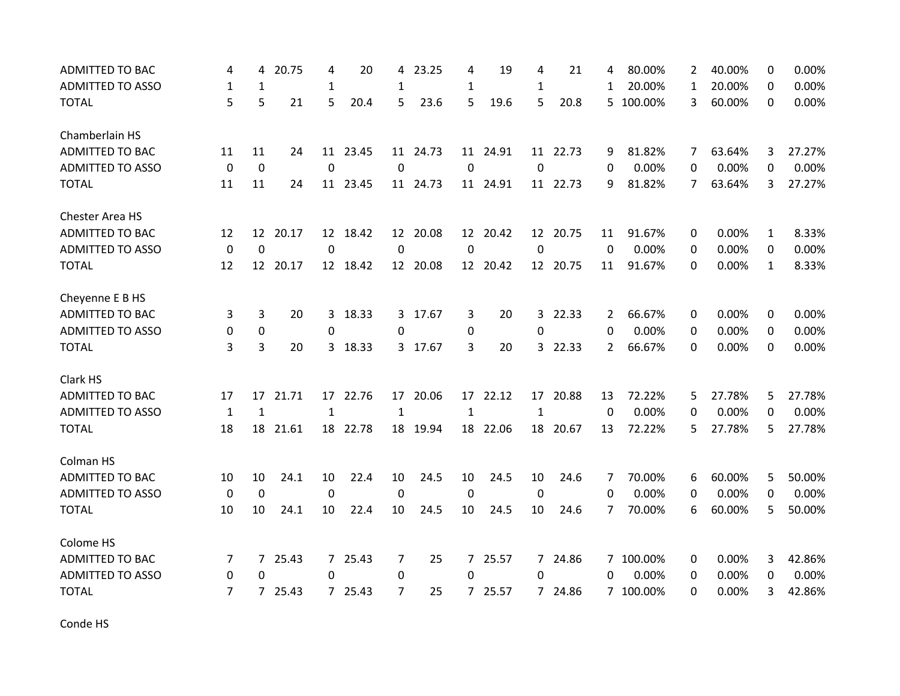| | | | | | | | | | | | | | | | | | |
|---|---|---|---|---|---|---|---|---|---|---|---|---|---|---|---|---|---|
| ADMITTED TO BAC | 4 | 4 | 20.75 | 4 | 20 | 4 | 23.25 | 4 | 19 | 4 | 21 | 4 | 80.00% | 2 | 40.00% | 0 | 0.00% |
| ADMITTED TO ASSO | 1 | 1 | | 1 | | 1 | | 1 | | 1 | | 1 | 20.00% | 1 | 20.00% | 0 | 0.00% |
| TOTAL | 5 | 5 | 21 | 5 | 20.4 | 5 | 23.6 | 5 | 19.6 | 5 | 20.8 | 5 | 100.00% | 3 | 60.00% | 0 | 0.00% |
| | | | | | | | | | | | | | | | | | |
| Chamberlain HS | | | | | | | | | | | | | | | | | |
| ADMITTED TO BAC | 11 | 11 | 24 | 11 | 23.45 | 11 | 24.73 | 11 | 24.91 | 11 | 22.73 | 9 | 81.82% | 7 | 63.64% | 3 | 27.27% |
| ADMITTED TO ASSO | 0 | 0 | | 0 | | 0 | | 0 | | 0 | | 0 | 0.00% | 0 | 0.00% | 0 | 0.00% |
| TOTAL | 11 | 11 | 24 | 11 | 23.45 | 11 | 24.73 | 11 | 24.91 | 11 | 22.73 | 9 | 81.82% | 7 | 63.64% | 3 | 27.27% |
| | | | | | | | | | | | | | | | | | |
| Chester Area HS | | | | | | | | | | | | | | | | | |
| ADMITTED TO BAC | 12 | 12 | 20.17 | 12 | 18.42 | 12 | 20.08 | 12 | 20.42 | 12 | 20.75 | 11 | 91.67% | 0 | 0.00% | 1 | 8.33% |
| ADMITTED TO ASSO | 0 | 0 | | 0 | | 0 | | 0 | | 0 | | 0 | 0.00% | 0 | 0.00% | 0 | 0.00% |
| TOTAL | 12 | 12 | 20.17 | 12 | 18.42 | 12 | 20.08 | 12 | 20.42 | 12 | 20.75 | 11 | 91.67% | 0 | 0.00% | 1 | 8.33% |
| | | | | | | | | | | | | | | | | | |
| Cheyenne E B HS | | | | | | | | | | | | | | | | | |
| ADMITTED TO BAC | 3 | 3 | 20 | 3 | 18.33 | 3 | 17.67 | 3 | 20 | 3 | 22.33 | 2 | 66.67% | 0 | 0.00% | 0 | 0.00% |
| ADMITTED TO ASSO | 0 | 0 | | 0 | | 0 | | 0 | | 0 | | 0 | 0.00% | 0 | 0.00% | 0 | 0.00% |
| TOTAL | 3 | 3 | 20 | 3 | 18.33 | 3 | 17.67 | 3 | 20 | 3 | 22.33 | 2 | 66.67% | 0 | 0.00% | 0 | 0.00% |
| | | | | | | | | | | | | | | | | | |
| Clark HS | | | | | | | | | | | | | | | | | |
| ADMITTED TO BAC | 17 | 17 | 21.71 | 17 | 22.76 | 17 | 20.06 | 17 | 22.12 | 17 | 20.88 | 13 | 72.22% | 5 | 27.78% | 5 | 27.78% |
| ADMITTED TO ASSO | 1 | 1 | | 1 | | 1 | | 1 | | 1 | | 0 | 0.00% | 0 | 0.00% | 0 | 0.00% |
| TOTAL | 18 | 18 | 21.61 | 18 | 22.78 | 18 | 19.94 | 18 | 22.06 | 18 | 20.67 | 13 | 72.22% | 5 | 27.78% | 5 | 27.78% |
| | | | | | | | | | | | | | | | | | |
| Colman HS | | | | | | | | | | | | | | | | | |
| ADMITTED TO BAC | 10 | 10 | 24.1 | 10 | 22.4 | 10 | 24.5 | 10 | 24.5 | 10 | 24.6 | 7 | 70.00% | 6 | 60.00% | 5 | 50.00% |
| ADMITTED TO ASSO | 0 | 0 | | 0 | | 0 | | 0 | | 0 | | 0 | 0.00% | 0 | 0.00% | 0 | 0.00% |
| TOTAL | 10 | 10 | 24.1 | 10 | 22.4 | 10 | 24.5 | 10 | 24.5 | 10 | 24.6 | 7 | 70.00% | 6 | 60.00% | 5 | 50.00% |
| | | | | | | | | | | | | | | | | | |
| Colome HS | | | | | | | | | | | | | | | | | |
| ADMITTED TO BAC | 7 | 7 | 25.43 | 7 | 25.43 | 7 | 25 | 7 | 25.57 | 7 | 24.86 | 7 | 100.00% | 0 | 0.00% | 3 | 42.86% |
| ADMITTED TO ASSO | 0 | 0 | | 0 | | 0 | | 0 | | 0 | | 0 | 0.00% | 0 | 0.00% | 0 | 0.00% |
| TOTAL | 7 | 7 | 25.43 | 7 | 25.43 | 7 | 25 | 7 | 25.57 | 7 | 24.86 | 7 | 100.00% | 0 | 0.00% | 3 | 42.86% |
| | | | | | | | | | | | | | | | | | |
| Conde HS | | | | | | | | | | | | | | | | | |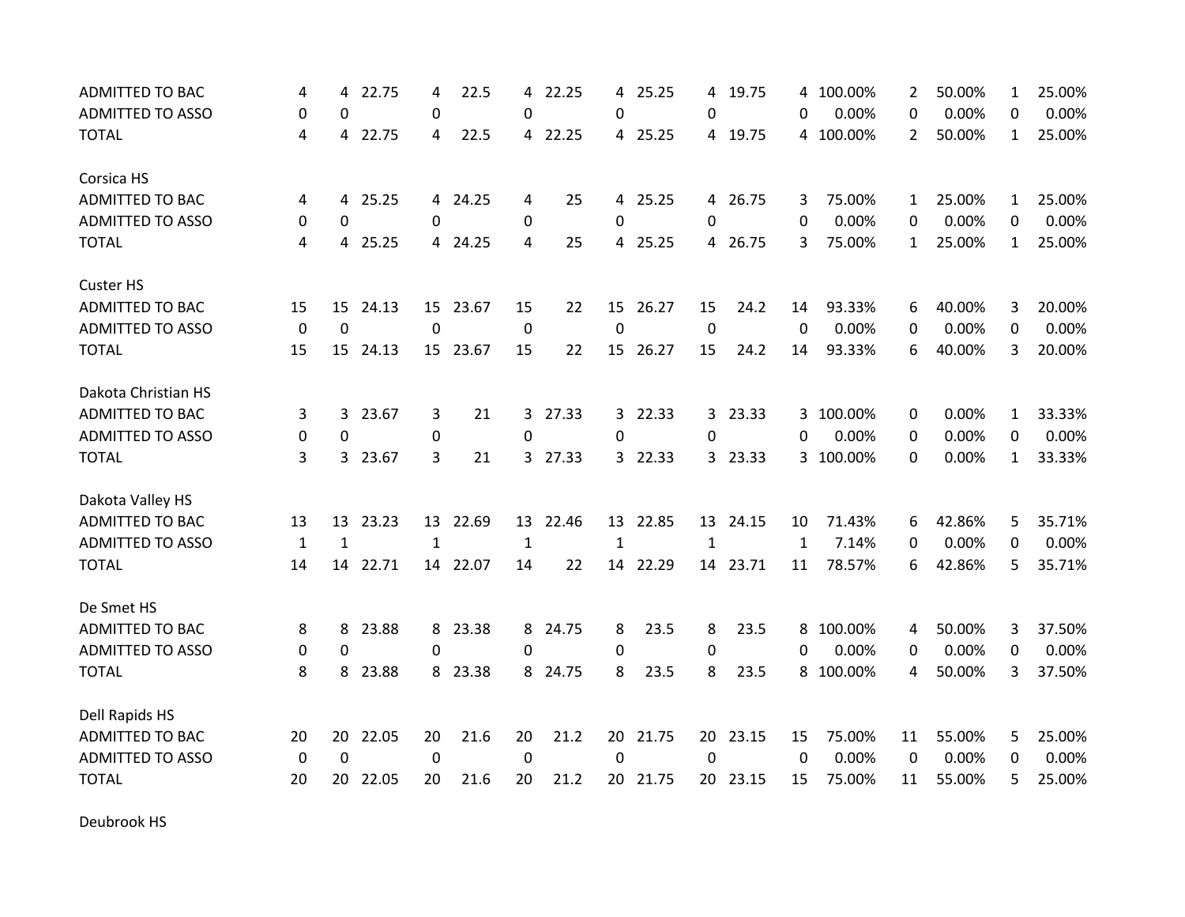| | | | | | | | | | | | | | | | | | | |
|---|---|---|---|---|---|---|---|---|---|---|---|---|---|---|---|---|---|---|
| ADMITTED TO BAC | 4 | 4 | 22.75 | 4 | 22.5 | 4 | 22.25 | 4 | 25.25 | 4 | 19.75 | 4 | 100.00% | 2 | 50.00% | 1 | 25.00% |
| ADMITTED TO ASSO | 0 | 0 | | 0 | | 0 | | 0 | | 0 | | 0 | 0.00% | 0 | 0.00% | 0 | 0.00% |
| TOTAL | 4 | 4 | 22.75 | 4 | 22.5 | 4 | 22.25 | 4 | 25.25 | 4 | 19.75 | 4 | 100.00% | 2 | 50.00% | 1 | 25.00% |
| | | | | | | | | | | | | | | | | | |
| Corsica HS | | | | | | | | | | | | | | | | | |
| ADMITTED TO BAC | 4 | 4 | 25.25 | 4 | 24.25 | 4 | 25 | 4 | 25.25 | 4 | 26.75 | 3 | 75.00% | 1 | 25.00% | 1 | 25.00% |
| ADMITTED TO ASSO | 0 | 0 | | 0 | | 0 | | 0 | | 0 | | 0 | 0.00% | 0 | 0.00% | 0 | 0.00% |
| TOTAL | 4 | 4 | 25.25 | 4 | 24.25 | 4 | 25 | 4 | 25.25 | 4 | 26.75 | 3 | 75.00% | 1 | 25.00% | 1 | 25.00% |
| | | | | | | | | | | | | | | | | | |
| Custer HS | | | | | | | | | | | | | | | | | |
| ADMITTED TO BAC | 15 | 15 | 24.13 | 15 | 23.67 | 15 | 22 | 15 | 26.27 | 15 | 24.2 | 14 | 93.33% | 6 | 40.00% | 3 | 20.00% |
| ADMITTED TO ASSO | 0 | 0 | | 0 | | 0 | | 0 | | 0 | | 0 | 0.00% | 0 | 0.00% | 0 | 0.00% |
| TOTAL | 15 | 15 | 24.13 | 15 | 23.67 | 15 | 22 | 15 | 26.27 | 15 | 24.2 | 14 | 93.33% | 6 | 40.00% | 3 | 20.00% |
| | | | | | | | | | | | | | | | | | |
| Dakota Christian HS | | | | | | | | | | | | | | | | | |
| ADMITTED TO BAC | 3 | 3 | 23.67 | 3 | 21 | 3 | 27.33 | 3 | 22.33 | 3 | 23.33 | 3 | 100.00% | 0 | 0.00% | 1 | 33.33% |
| ADMITTED TO ASSO | 0 | 0 | | 0 | | 0 | | 0 | | 0 | | 0 | 0.00% | 0 | 0.00% | 0 | 0.00% |
| TOTAL | 3 | 3 | 23.67 | 3 | 21 | 3 | 27.33 | 3 | 22.33 | 3 | 23.33 | 3 | 100.00% | 0 | 0.00% | 1 | 33.33% |
| | | | | | | | | | | | | | | | | | |
| Dakota Valley HS | | | | | | | | | | | | | | | | | |
| ADMITTED TO BAC | 13 | 13 | 23.23 | 13 | 22.69 | 13 | 22.46 | 13 | 22.85 | 13 | 24.15 | 10 | 71.43% | 6 | 42.86% | 5 | 35.71% |
| ADMITTED TO ASSO | 1 | 1 | | 1 | | 1 | | 1 | | 1 | | 1 | 7.14% | 0 | 0.00% | 0 | 0.00% |
| TOTAL | 14 | 14 | 22.71 | 14 | 22.07 | 14 | 22 | 14 | 22.29 | 14 | 23.71 | 11 | 78.57% | 6 | 42.86% | 5 | 35.71% |
| | | | | | | | | | | | | | | | | | |
| De Smet HS | | | | | | | | | | | | | | | | | |
| ADMITTED TO BAC | 8 | 8 | 23.88 | 8 | 23.38 | 8 | 24.75 | 8 | 23.5 | 8 | 23.5 | 8 | 100.00% | 4 | 50.00% | 3 | 37.50% |
| ADMITTED TO ASSO | 0 | 0 | | 0 | | 0 | | 0 | | 0 | | 0 | 0.00% | 0 | 0.00% | 0 | 0.00% |
| TOTAL | 8 | 8 | 23.88 | 8 | 23.38 | 8 | 24.75 | 8 | 23.5 | 8 | 23.5 | 8 | 100.00% | 4 | 50.00% | 3 | 37.50% |
| | | | | | | | | | | | | | | | | | |
| Dell Rapids HS | | | | | | | | | | | | | | | | | |
| ADMITTED TO BAC | 20 | 20 | 22.05 | 20 | 21.6 | 20 | 21.2 | 20 | 21.75 | 20 | 23.15 | 15 | 75.00% | 11 | 55.00% | 5 | 25.00% |
| ADMITTED TO ASSO | 0 | 0 | | 0 | | 0 | | 0 | | 0 | | 0 | 0.00% | 0 | 0.00% | 0 | 0.00% |
| TOTAL | 20 | 20 | 22.05 | 20 | 21.6 | 20 | 21.2 | 20 | 21.75 | 20 | 23.15 | 15 | 75.00% | 11 | 55.00% | 5 | 25.00% |
| | | | | | | | | | | | | | | | | | |
| Deubrook HS | | | | | | | | | | | | | | | | | |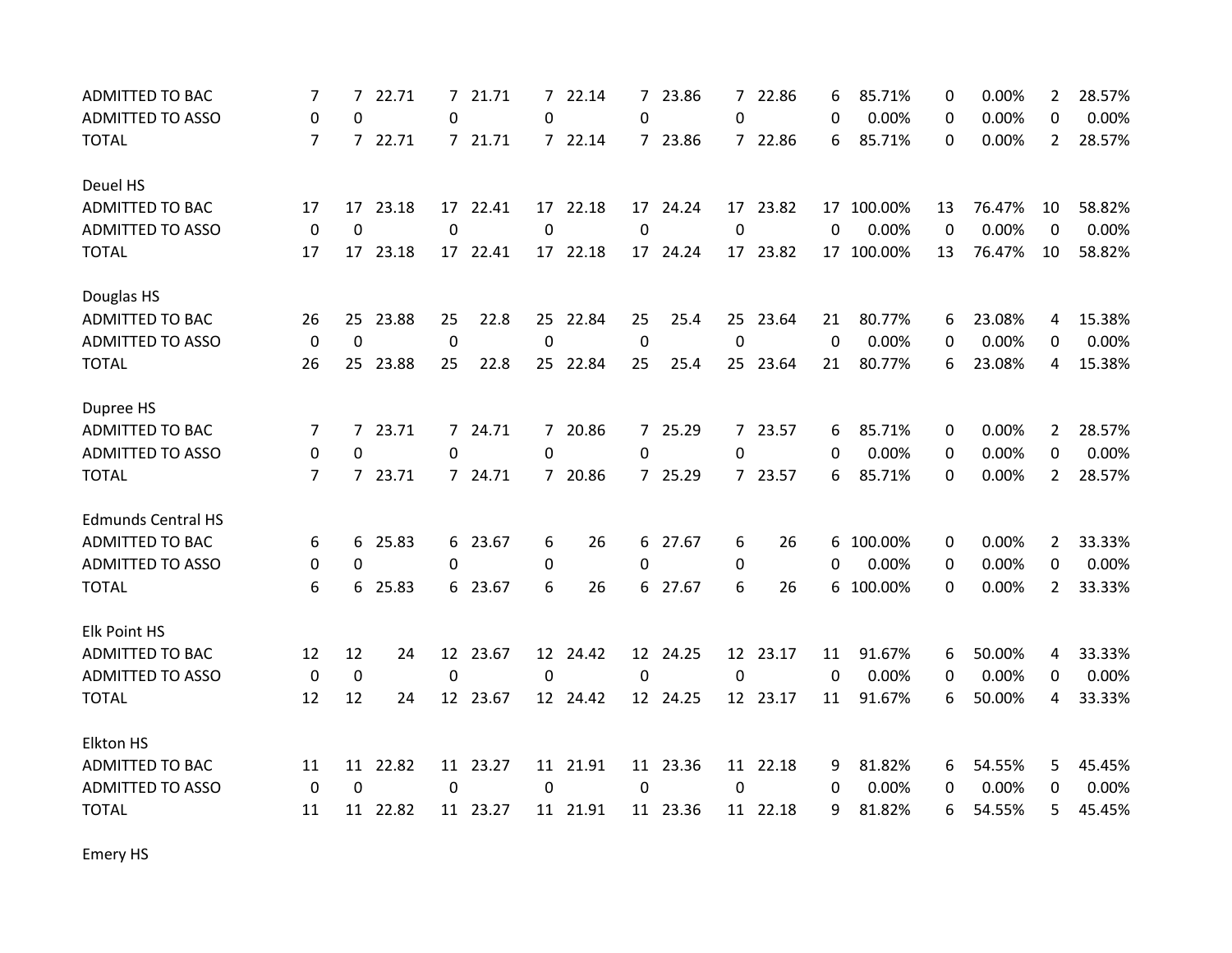| | | | | | | | | | | | | | | | | |
|---|---|---|---|---|---|---|---|---|---|---|---|---|---|---|---|---|
| ADMITTED TO BAC | 7 | 7 | 22.71 | 7 | 21.71 | 7 | 22.14 | 7 | 23.86 | 7 | 22.86 | 6 | 85.71% | 0 | 0.00% | 2 | 28.57% |
| ADMITTED TO ASSO | 0 | 0 | | 0 | | 0 | | 0 | | 0 | | 0 | 0.00% | 0 | 0.00% | 0 | 0.00% |
| TOTAL | 7 | 7 | 22.71 | 7 | 21.71 | 7 | 22.14 | 7 | 23.86 | 7 | 22.86 | 6 | 85.71% | 0 | 0.00% | 2 | 28.57% |
| | | | | | | | | | | | | | | | | | |
| Deuel HS | | | | | | | | | | | | | | | | | |
| ADMITTED TO BAC | 17 | 17 | 23.18 | 17 | 22.41 | 17 | 22.18 | 17 | 24.24 | 17 | 23.82 | 17 | 100.00% | 13 | 76.47% | 10 | 58.82% |
| ADMITTED TO ASSO | 0 | 0 | | 0 | | 0 | | 0 | | 0 | | 0 | 0.00% | 0 | 0.00% | 0 | 0.00% |
| TOTAL | 17 | 17 | 23.18 | 17 | 22.41 | 17 | 22.18 | 17 | 24.24 | 17 | 23.82 | 17 | 100.00% | 13 | 76.47% | 10 | 58.82% |
| | | | | | | | | | | | | | | | | | |
| Douglas HS | | | | | | | | | | | | | | | | | |
| ADMITTED TO BAC | 26 | 25 | 23.88 | 25 | 22.8 | 25 | 22.84 | 25 | 25.4 | 25 | 23.64 | 21 | 80.77% | 6 | 23.08% | 4 | 15.38% |
| ADMITTED TO ASSO | 0 | 0 | | 0 | | 0 | | 0 | | 0 | | 0 | 0.00% | 0 | 0.00% | 0 | 0.00% |
| TOTAL | 26 | 25 | 23.88 | 25 | 22.8 | 25 | 22.84 | 25 | 25.4 | 25 | 23.64 | 21 | 80.77% | 6 | 23.08% | 4 | 15.38% |
| | | | | | | | | | | | | | | | | | |
| Dupree HS | | | | | | | | | | | | | | | | | |
| ADMITTED TO BAC | 7 | 7 | 23.71 | 7 | 24.71 | 7 | 20.86 | 7 | 25.29 | 7 | 23.57 | 6 | 85.71% | 0 | 0.00% | 2 | 28.57% |
| ADMITTED TO ASSO | 0 | 0 | | 0 | | 0 | | 0 | | 0 | | 0 | 0.00% | 0 | 0.00% | 0 | 0.00% |
| TOTAL | 7 | 7 | 23.71 | 7 | 24.71 | 7 | 20.86 | 7 | 25.29 | 7 | 23.57 | 6 | 85.71% | 0 | 0.00% | 2 | 28.57% |
| | | | | | | | | | | | | | | | | | |
| Edmunds Central HS | | | | | | | | | | | | | | | | | |
| ADMITTED TO BAC | 6 | 6 | 25.83 | 6 | 23.67 | 6 | 26 | 6 | 27.67 | 6 | 26 | 6 | 100.00% | 0 | 0.00% | 2 | 33.33% |
| ADMITTED TO ASSO | 0 | 0 | | 0 | | 0 | | 0 | | 0 | | 0 | 0.00% | 0 | 0.00% | 0 | 0.00% |
| TOTAL | 6 | 6 | 25.83 | 6 | 23.67 | 6 | 26 | 6 | 27.67 | 6 | 26 | 6 | 100.00% | 0 | 0.00% | 2 | 33.33% |
| | | | | | | | | | | | | | | | | | |
| Elk Point HS | | | | | | | | | | | | | | | | | |
| ADMITTED TO BAC | 12 | 12 | 24 | 12 | 23.67 | 12 | 24.42 | 12 | 24.25 | 12 | 23.17 | 11 | 91.67% | 6 | 50.00% | 4 | 33.33% |
| ADMITTED TO ASSO | 0 | 0 | | 0 | | 0 | | 0 | | 0 | | 0 | 0.00% | 0 | 0.00% | 0 | 0.00% |
| TOTAL | 12 | 12 | 24 | 12 | 23.67 | 12 | 24.42 | 12 | 24.25 | 12 | 23.17 | 11 | 91.67% | 6 | 50.00% | 4 | 33.33% |
| | | | | | | | | | | | | | | | | | |
| Elkton HS | | | | | | | | | | | | | | | | | |
| ADMITTED TO BAC | 11 | 11 | 22.82 | 11 | 23.27 | 11 | 21.91 | 11 | 23.36 | 11 | 22.18 | 9 | 81.82% | 6 | 54.55% | 5 | 45.45% |
| ADMITTED TO ASSO | 0 | 0 | | 0 | | 0 | | 0 | | 0 | | 0 | 0.00% | 0 | 0.00% | 0 | 0.00% |
| TOTAL | 11 | 11 | 22.82 | 11 | 23.27 | 11 | 21.91 | 11 | 23.36 | 11 | 22.18 | 9 | 81.82% | 6 | 54.55% | 5 | 45.45% |
| | | | | | | | | | | | | | | | | | |
| Emery HS | | | | | | | | | | | | | | | | | |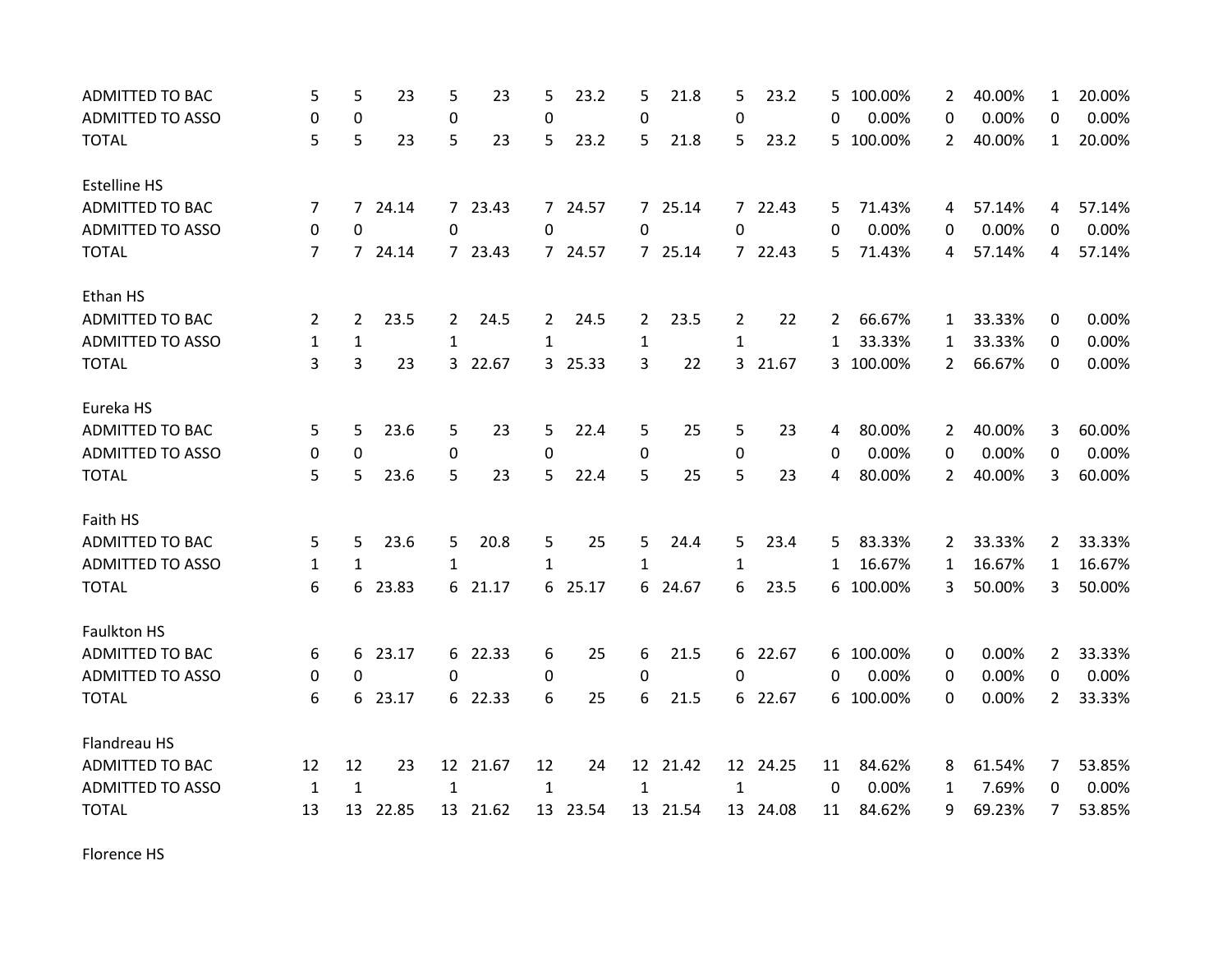| | | | | | | | | | | | | | | | | | |
|---|---|---|---|---|---|---|---|---|---|---|---|---|---|---|---|---|---|
| ADMITTED TO BAC | 5 | 5 | 23 | 5 | 23 | 5 | 23.2 | 5 | 21.8 | 5 | 23.2 | 5 | 100.00% | 2 | 40.00% | 1 | 20.00% |
| ADMITTED TO ASSO | 0 | 0 | | 0 | | 0 | | 0 | | 0 | | 0 | 0.00% | 0 | 0.00% | 0 | 0.00% |
| TOTAL | 5 | 5 | 23 | 5 | 23 | 5 | 23.2 | 5 | 21.8 | 5 | 23.2 | 5 | 100.00% | 2 | 40.00% | 1 | 20.00% |
| | | | | | | | | | | | | | | | | | |
| Estelline HS | | | | | | | | | | | | | | | | | |
| ADMITTED TO BAC | 7 | 7 | 24.14 | 7 | 23.43 | 7 | 24.57 | 7 | 25.14 | 7 | 22.43 | 5 | 71.43% | 4 | 57.14% | 4 | 57.14% |
| ADMITTED TO ASSO | 0 | 0 | | 0 | | 0 | | 0 | | 0 | | 0 | 0.00% | 0 | 0.00% | 0 | 0.00% |
| TOTAL | 7 | 7 | 24.14 | 7 | 23.43 | 7 | 24.57 | 7 | 25.14 | 7 | 22.43 | 5 | 71.43% | 4 | 57.14% | 4 | 57.14% |
| | | | | | | | | | | | | | | | | | |
| Ethan HS | | | | | | | | | | | | | | | | | |
| ADMITTED TO BAC | 2 | 2 | 23.5 | 2 | 24.5 | 2 | 24.5 | 2 | 23.5 | 2 | 22 | 2 | 66.67% | 1 | 33.33% | 0 | 0.00% |
| ADMITTED TO ASSO | 1 | 1 | | 1 | | 1 | | 1 | | 1 | | 1 | 33.33% | 1 | 33.33% | 0 | 0.00% |
| TOTAL | 3 | 3 | 23 | 3 | 22.67 | 3 | 25.33 | 3 | 22 | 3 | 21.67 | 3 | 100.00% | 2 | 66.67% | 0 | 0.00% |
| | | | | | | | | | | | | | | | | | |
| Eureka HS | | | | | | | | | | | | | | | | | |
| ADMITTED TO BAC | 5 | 5 | 23.6 | 5 | 23 | 5 | 22.4 | 5 | 25 | 5 | 23 | 4 | 80.00% | 2 | 40.00% | 3 | 60.00% |
| ADMITTED TO ASSO | 0 | 0 | | 0 | | 0 | | 0 | | 0 | | 0 | 0.00% | 0 | 0.00% | 0 | 0.00% |
| TOTAL | 5 | 5 | 23.6 | 5 | 23 | 5 | 22.4 | 5 | 25 | 5 | 23 | 4 | 80.00% | 2 | 40.00% | 3 | 60.00% |
| | | | | | | | | | | | | | | | | | |
| Faith HS | | | | | | | | | | | | | | | | | |
| ADMITTED TO BAC | 5 | 5 | 23.6 | 5 | 20.8 | 5 | 25 | 5 | 24.4 | 5 | 23.4 | 5 | 83.33% | 2 | 33.33% | 2 | 33.33% |
| ADMITTED TO ASSO | 1 | 1 | | 1 | | 1 | | 1 | | 1 | | 1 | 16.67% | 1 | 16.67% | 1 | 16.67% |
| TOTAL | 6 | 6 | 23.83 | 6 | 21.17 | 6 | 25.17 | 6 | 24.67 | 6 | 23.5 | 6 | 100.00% | 3 | 50.00% | 3 | 50.00% |
| | | | | | | | | | | | | | | | | | |
| Faulkton HS | | | | | | | | | | | | | | | | | |
| ADMITTED TO BAC | 6 | 6 | 23.17 | 6 | 22.33 | 6 | 25 | 6 | 21.5 | 6 | 22.67 | 6 | 100.00% | 0 | 0.00% | 2 | 33.33% |
| ADMITTED TO ASSO | 0 | 0 | | 0 | | 0 | | 0 | | 0 | | 0 | 0.00% | 0 | 0.00% | 0 | 0.00% |
| TOTAL | 6 | 6 | 23.17 | 6 | 22.33 | 6 | 25 | 6 | 21.5 | 6 | 22.67 | 6 | 100.00% | 0 | 0.00% | 2 | 33.33% |
| | | | | | | | | | | | | | | | | | |
| Flandreau HS | | | | | | | | | | | | | | | | | |
| ADMITTED TO BAC | 12 | 12 | 23 | 12 | 21.67 | 12 | 24 | 12 | 21.42 | 12 | 24.25 | 11 | 84.62% | 8 | 61.54% | 7 | 53.85% |
| ADMITTED TO ASSO | 1 | 1 | | 1 | | 1 | | 1 | | 1 | | 0 | 0.00% | 1 | 7.69% | 0 | 0.00% |
| TOTAL | 13 | 13 | 22.85 | 13 | 21.62 | 13 | 23.54 | 13 | 21.54 | 13 | 24.08 | 11 | 84.62% | 9 | 69.23% | 7 | 53.85% |
| | | | | | | | | | | | | | | | | | |
| Florence HS | | | | | | | | | | | | | | | | | |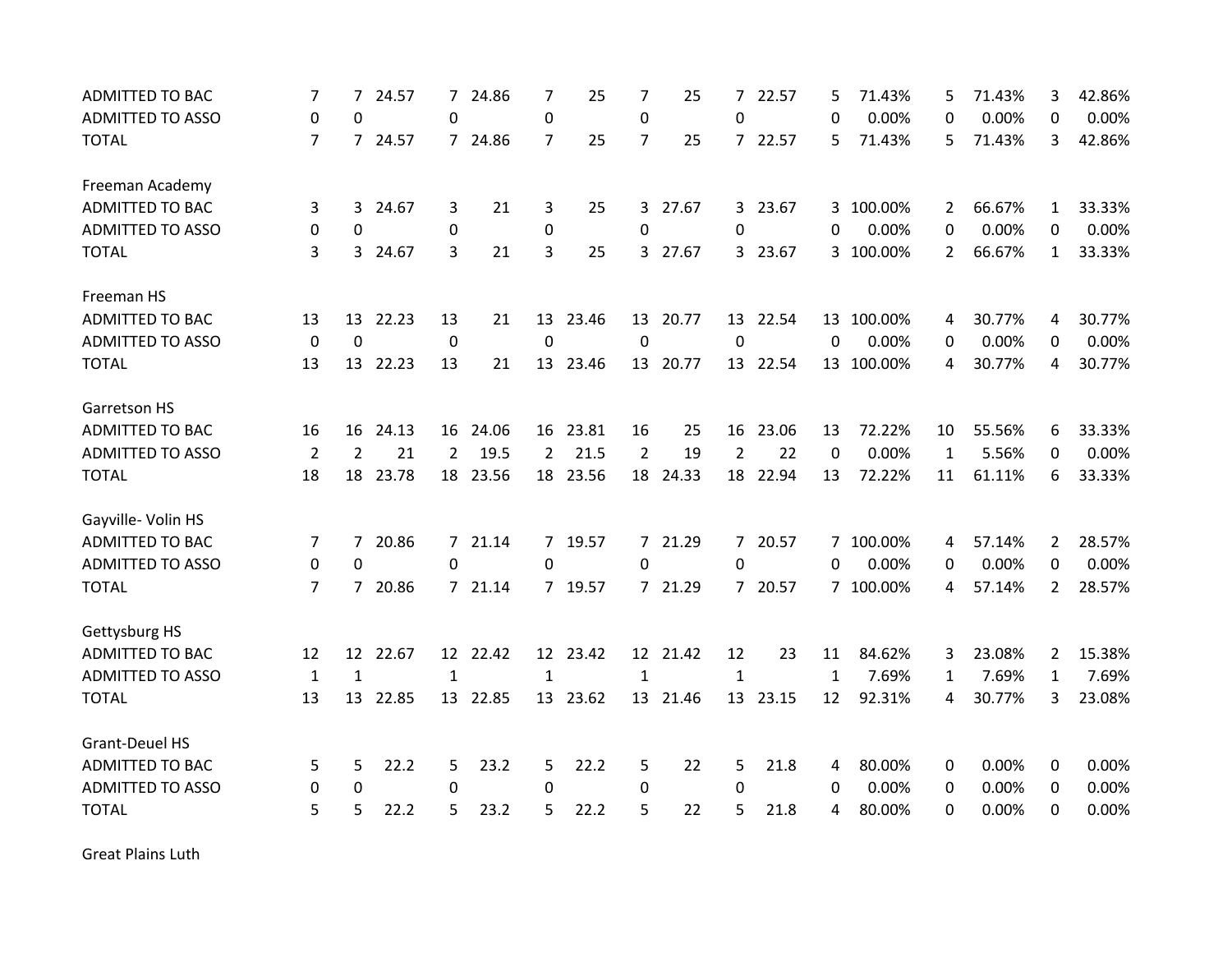| | | | | | | | | | | | | | | | | | |
|---|---|---|---|---|---|---|---|---|---|---|---|---|---|---|---|---|---|
| ADMITTED TO BAC | 7 | 7 | 24.57 | 7 | 24.86 | 7 | 25 | 7 | 25 | 7 | 22.57 | 5 | 71.43% | 5 | 71.43% | 3 | 42.86% |
| ADMITTED TO ASSO | 0 | 0 | | 0 | | 0 | | 0 | | 0 | | 0 | 0.00% | 0 | 0.00% | 0 | 0.00% |
| TOTAL | 7 | 7 | 24.57 | 7 | 24.86 | 7 | 25 | 7 | 25 | 7 | 22.57 | 5 | 71.43% | 5 | 71.43% | 3 | 42.86% |
| | | | | | | | | | | | | | | | | | |
| Freeman Academy | | | | | | | | | | | | | | | | | |
| ADMITTED TO BAC | 3 | 3 | 24.67 | 3 | 21 | 3 | 25 | 3 | 27.67 | 3 | 23.67 | 3 | 100.00% | 2 | 66.67% | 1 | 33.33% |
| ADMITTED TO ASSO | 0 | 0 | | 0 | | 0 | | 0 | | 0 | | 0 | 0.00% | 0 | 0.00% | 0 | 0.00% |
| TOTAL | 3 | 3 | 24.67 | 3 | 21 | 3 | 25 | 3 | 27.67 | 3 | 23.67 | 3 | 100.00% | 2 | 66.67% | 1 | 33.33% |
| | | | | | | | | | | | | | | | | | |
| Freeman HS | | | | | | | | | | | | | | | | | |
| ADMITTED TO BAC | 13 | 13 | 22.23 | 13 | 21 | 13 | 23.46 | 13 | 20.77 | 13 | 22.54 | 13 | 100.00% | 4 | 30.77% | 4 | 30.77% |
| ADMITTED TO ASSO | 0 | 0 | | 0 | | 0 | | 0 | | 0 | | 0 | 0.00% | 0 | 0.00% | 0 | 0.00% |
| TOTAL | 13 | 13 | 22.23 | 13 | 21 | 13 | 23.46 | 13 | 20.77 | 13 | 22.54 | 13 | 100.00% | 4 | 30.77% | 4 | 30.77% |
| | | | | | | | | | | | | | | | | | |
| Garretson HS | | | | | | | | | | | | | | | | | |
| ADMITTED TO BAC | 16 | 16 | 24.13 | 16 | 24.06 | 16 | 23.81 | 16 | 25 | 16 | 23.06 | 13 | 72.22% | 10 | 55.56% | 6 | 33.33% |
| ADMITTED TO ASSO | 2 | 2 | 21 | 2 | 19.5 | 2 | 21.5 | 2 | 19 | 2 | 22 | 0 | 0.00% | 1 | 5.56% | 0 | 0.00% |
| TOTAL | 18 | 18 | 23.78 | 18 | 23.56 | 18 | 23.56 | 18 | 24.33 | 18 | 22.94 | 13 | 72.22% | 11 | 61.11% | 6 | 33.33% |
| | | | | | | | | | | | | | | | | | |
| Gayville- Volin HS | | | | | | | | | | | | | | | | | |
| ADMITTED TO BAC | 7 | 7 | 20.86 | 7 | 21.14 | 7 | 19.57 | 7 | 21.29 | 7 | 20.57 | 7 | 100.00% | 4 | 57.14% | 2 | 28.57% |
| ADMITTED TO ASSO | 0 | 0 | | 0 | | 0 | | 0 | | 0 | | 0 | 0.00% | 0 | 0.00% | 0 | 0.00% |
| TOTAL | 7 | 7 | 20.86 | 7 | 21.14 | 7 | 19.57 | 7 | 21.29 | 7 | 20.57 | 7 | 100.00% | 4 | 57.14% | 2 | 28.57% |
| | | | | | | | | | | | | | | | | | |
| Gettysburg HS | | | | | | | | | | | | | | | | | |
| ADMITTED TO BAC | 12 | 12 | 22.67 | 12 | 22.42 | 12 | 23.42 | 12 | 21.42 | 12 | 23 | 11 | 84.62% | 3 | 23.08% | 2 | 15.38% |
| ADMITTED TO ASSO | 1 | 1 | | 1 | | 1 | | 1 | | 1 | | 1 | 7.69% | 1 | 7.69% | 1 | 7.69% |
| TOTAL | 13 | 13 | 22.85 | 13 | 22.85 | 13 | 23.62 | 13 | 21.46 | 13 | 23.15 | 12 | 92.31% | 4 | 30.77% | 3 | 23.08% |
| | | | | | | | | | | | | | | | | | |
| Grant-Deuel HS | | | | | | | | | | | | | | | | | |
| ADMITTED TO BAC | 5 | 5 | 22.2 | 5 | 23.2 | 5 | 22.2 | 5 | 22 | 5 | 21.8 | 4 | 80.00% | 0 | 0.00% | 0 | 0.00% |
| ADMITTED TO ASSO | 0 | 0 | | 0 | | 0 | | 0 | | 0 | | 0 | 0.00% | 0 | 0.00% | 0 | 0.00% |
| TOTAL | 5 | 5 | 22.2 | 5 | 23.2 | 5 | 22.2 | 5 | 22 | 5 | 21.8 | 4 | 80.00% | 0 | 0.00% | 0 | 0.00% |
| | | | | | | | | | | | | | | | | | |
| Great Plains Luth | | | | | | | | | | | | | | | | | |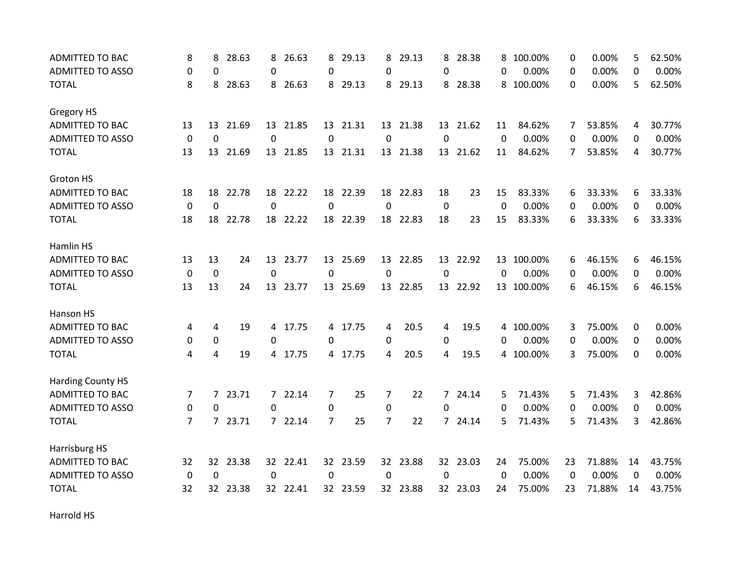| | | | | | | | | | | | | | | | | | | |
|---|---|---|---|---|---|---|---|---|---|---|---|---|---|---|---|---|---|---|
| ADMITTED TO BAC | 8 | 8 | 28.63 | 8 | 26.63 | 8 | 29.13 | 8 | 29.13 | 8 | 28.38 | 8 | 100.00% | 0 | 0.00% | 5 | 62.50% |
| ADMITTED TO ASSO | 0 | 0 | | 0 | | 0 | | 0 | | 0 | | 0 | 0.00% | 0 | 0.00% | 0 | 0.00% |
| TOTAL | 8 | 8 | 28.63 | 8 | 26.63 | 8 | 29.13 | 8 | 29.13 | 8 | 28.38 | 8 | 100.00% | 0 | 0.00% | 5 | 62.50% |
| | | | | | | | | | | | | | | | | | |
| Gregory HS | | | | | | | | | | | | | | | | | |
| ADMITTED TO BAC | 13 | 13 | 21.69 | 13 | 21.85 | 13 | 21.31 | 13 | 21.38 | 13 | 21.62 | 11 | 84.62% | 7 | 53.85% | 4 | 30.77% |
| ADMITTED TO ASSO | 0 | 0 | | 0 | | 0 | | 0 | | 0 | | 0 | 0.00% | 0 | 0.00% | 0 | 0.00% |
| TOTAL | 13 | 13 | 21.69 | 13 | 21.85 | 13 | 21.31 | 13 | 21.38 | 13 | 21.62 | 11 | 84.62% | 7 | 53.85% | 4 | 30.77% |
| | | | | | | | | | | | | | | | | | |
| Groton HS | | | | | | | | | | | | | | | | | |
| ADMITTED TO BAC | 18 | 18 | 22.78 | 18 | 22.22 | 18 | 22.39 | 18 | 22.83 | 18 | 23 | 15 | 83.33% | 6 | 33.33% | 6 | 33.33% |
| ADMITTED TO ASSO | 0 | 0 | | 0 | | 0 | | 0 | | 0 | | 0 | 0.00% | 0 | 0.00% | 0 | 0.00% |
| TOTAL | 18 | 18 | 22.78 | 18 | 22.22 | 18 | 22.39 | 18 | 22.83 | 18 | 23 | 15 | 83.33% | 6 | 33.33% | 6 | 33.33% |
| | | | | | | | | | | | | | | | | | |
| Hamlin HS | | | | | | | | | | | | | | | | | |
| ADMITTED TO BAC | 13 | 13 | 24 | 13 | 23.77 | 13 | 25.69 | 13 | 22.85 | 13 | 22.92 | 13 | 100.00% | 6 | 46.15% | 6 | 46.15% |
| ADMITTED TO ASSO | 0 | 0 | | 0 | | 0 | | 0 | | 0 | | 0 | 0.00% | 0 | 0.00% | 0 | 0.00% |
| TOTAL | 13 | 13 | 24 | 13 | 23.77 | 13 | 25.69 | 13 | 22.85 | 13 | 22.92 | 13 | 100.00% | 6 | 46.15% | 6 | 46.15% |
| | | | | | | | | | | | | | | | | | |
| Hanson HS | | | | | | | | | | | | | | | | | |
| ADMITTED TO BAC | 4 | 4 | 19 | 4 | 17.75 | 4 | 17.75 | 4 | 20.5 | 4 | 19.5 | 4 | 100.00% | 3 | 75.00% | 0 | 0.00% |
| ADMITTED TO ASSO | 0 | 0 | | 0 | | 0 | | 0 | | 0 | | 0 | 0.00% | 0 | 0.00% | 0 | 0.00% |
| TOTAL | 4 | 4 | 19 | 4 | 17.75 | 4 | 17.75 | 4 | 20.5 | 4 | 19.5 | 4 | 100.00% | 3 | 75.00% | 0 | 0.00% |
| | | | | | | | | | | | | | | | | | |
| Harding County HS | | | | | | | | | | | | | | | | | |
| ADMITTED TO BAC | 7 | 7 | 23.71 | 7 | 22.14 | 7 | 25 | 7 | 22 | 7 | 24.14 | 5 | 71.43% | 5 | 71.43% | 3 | 42.86% |
| ADMITTED TO ASSO | 0 | 0 | | 0 | | 0 | | 0 | | 0 | | 0 | 0.00% | 0 | 0.00% | 0 | 0.00% |
| TOTAL | 7 | 7 | 23.71 | 7 | 22.14 | 7 | 25 | 7 | 22 | 7 | 24.14 | 5 | 71.43% | 5 | 71.43% | 3 | 42.86% |
| | | | | | | | | | | | | | | | | | |
| Harrisburg HS | | | | | | | | | | | | | | | | | |
| ADMITTED TO BAC | 32 | 32 | 23.38 | 32 | 22.41 | 32 | 23.59 | 32 | 23.88 | 32 | 23.03 | 24 | 75.00% | 23 | 71.88% | 14 | 43.75% |
| ADMITTED TO ASSO | 0 | 0 | | 0 | | 0 | | 0 | | 0 | | 0 | 0.00% | 0 | 0.00% | 0 | 0.00% |
| TOTAL | 32 | 32 | 23.38 | 32 | 22.41 | 32 | 23.59 | 32 | 23.88 | 32 | 23.03 | 24 | 75.00% | 23 | 71.88% | 14 | 43.75% |
| | | | | | | | | | | | | | | | | | |
| Harrold HS | | | | | | | | | | | | | | | | | |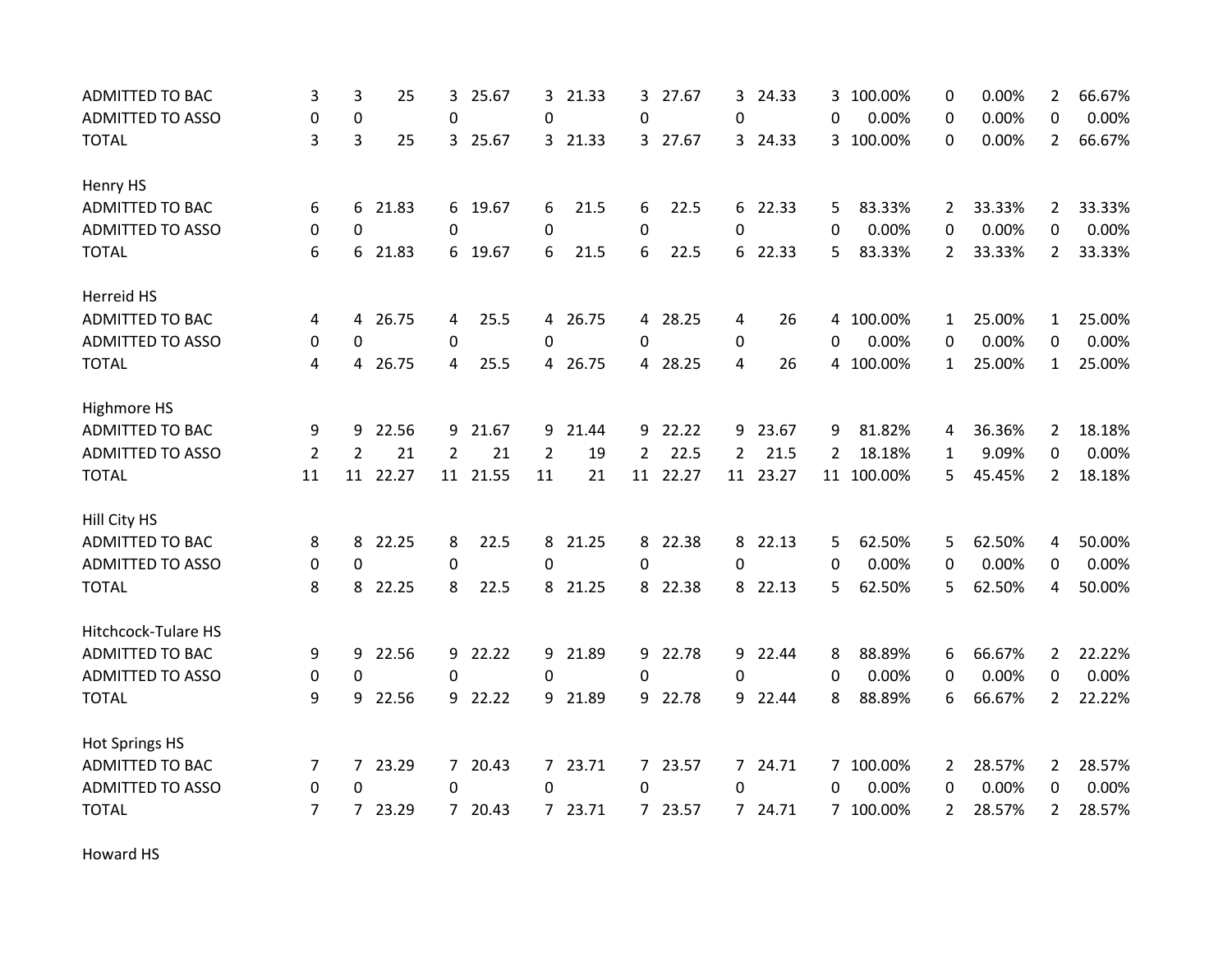| | | | | | | | | | | | | | | | | | |
|---|---|---|---|---|---|---|---|---|---|---|---|---|---|---|---|---|---|
| ADMITTED TO BAC | 3 | 3 | 25 | 3 | 25.67 | 3 | 21.33 | 3 | 27.67 | 3 | 24.33 | 3 | 100.00% | 0 | 0.00% | 2 | 66.67% |
| ADMITTED TO ASSO | 0 | 0 | | 0 | | 0 | | 0 | | 0 | | 0 | 0.00% | 0 | 0.00% | 0 | 0.00% |
| TOTAL | 3 | 3 | 25 | 3 | 25.67 | 3 | 21.33 | 3 | 27.67 | 3 | 24.33 | 3 | 100.00% | 0 | 0.00% | 2 | 66.67% |
| | | | | | | | | | | | | | | | | | |
| Henry HS | | | | | | | | | | | | | | | | | |
| ADMITTED TO BAC | 6 | 6 | 21.83 | 6 | 19.67 | 6 | 21.5 | 6 | 22.5 | 6 | 22.33 | 5 | 83.33% | 2 | 33.33% | 2 | 33.33% |
| ADMITTED TO ASSO | 0 | 0 | | 0 | | 0 | | 0 | | 0 | | 0 | 0.00% | 0 | 0.00% | 0 | 0.00% |
| TOTAL | 6 | 6 | 21.83 | 6 | 19.67 | 6 | 21.5 | 6 | 22.5 | 6 | 22.33 | 5 | 83.33% | 2 | 33.33% | 2 | 33.33% |
| | | | | | | | | | | | | | | | | | |
| Herreid HS | | | | | | | | | | | | | | | | | |
| ADMITTED TO BAC | 4 | 4 | 26.75 | 4 | 25.5 | 4 | 26.75 | 4 | 28.25 | 4 | 26 | 4 | 100.00% | 1 | 25.00% | 1 | 25.00% |
| ADMITTED TO ASSO | 0 | 0 | | 0 | | 0 | | 0 | | 0 | | 0 | 0.00% | 0 | 0.00% | 0 | 0.00% |
| TOTAL | 4 | 4 | 26.75 | 4 | 25.5 | 4 | 26.75 | 4 | 28.25 | 4 | 26 | 4 | 100.00% | 1 | 25.00% | 1 | 25.00% |
| | | | | | | | | | | | | | | | | | |
| Highmore HS | | | | | | | | | | | | | | | | | |
| ADMITTED TO BAC | 9 | 9 | 22.56 | 9 | 21.67 | 9 | 21.44 | 9 | 22.22 | 9 | 23.67 | 9 | 81.82% | 4 | 36.36% | 2 | 18.18% |
| ADMITTED TO ASSO | 2 | 2 | 21 | 2 | 21 | 2 | 19 | 2 | 22.5 | 2 | 21.5 | 2 | 18.18% | 1 | 9.09% | 0 | 0.00% |
| TOTAL | 11 | 11 | 22.27 | 11 | 21.55 | 11 | 21 | 11 | 22.27 | 11 | 23.27 | 11 | 100.00% | 5 | 45.45% | 2 | 18.18% |
| | | | | | | | | | | | | | | | | | |
| Hill City HS | | | | | | | | | | | | | | | | | |
| ADMITTED TO BAC | 8 | 8 | 22.25 | 8 | 22.5 | 8 | 21.25 | 8 | 22.38 | 8 | 22.13 | 5 | 62.50% | 5 | 62.50% | 4 | 50.00% |
| ADMITTED TO ASSO | 0 | 0 | | 0 | | 0 | | 0 | | 0 | | 0 | 0.00% | 0 | 0.00% | 0 | 0.00% |
| TOTAL | 8 | 8 | 22.25 | 8 | 22.5 | 8 | 21.25 | 8 | 22.38 | 8 | 22.13 | 5 | 62.50% | 5 | 62.50% | 4 | 50.00% |
| | | | | | | | | | | | | | | | | | |
| Hitchcock-Tulare HS | | | | | | | | | | | | | | | | | |
| ADMITTED TO BAC | 9 | 9 | 22.56 | 9 | 22.22 | 9 | 21.89 | 9 | 22.78 | 9 | 22.44 | 8 | 88.89% | 6 | 66.67% | 2 | 22.22% |
| ADMITTED TO ASSO | 0 | 0 | | 0 | | 0 | | 0 | | 0 | | 0 | 0.00% | 0 | 0.00% | 0 | 0.00% |
| TOTAL | 9 | 9 | 22.56 | 9 | 22.22 | 9 | 21.89 | 9 | 22.78 | 9 | 22.44 | 8 | 88.89% | 6 | 66.67% | 2 | 22.22% |
| | | | | | | | | | | | | | | | | | |
| Hot Springs HS | | | | | | | | | | | | | | | | | |
| ADMITTED TO BAC | 7 | 7 | 23.29 | 7 | 20.43 | 7 | 23.71 | 7 | 23.57 | 7 | 24.71 | 7 | 100.00% | 2 | 28.57% | 2 | 28.57% |
| ADMITTED TO ASSO | 0 | 0 | | 0 | | 0 | | 0 | | 0 | | 0 | 0.00% | 0 | 0.00% | 0 | 0.00% |
| TOTAL | 7 | 7 | 23.29 | 7 | 20.43 | 7 | 23.71 | 7 | 23.57 | 7 | 24.71 | 7 | 100.00% | 2 | 28.57% | 2 | 28.57% |
| | | | | | | | | | | | | | | | | | |
| Howard HS | | | | | | | | | | | | | | | | | |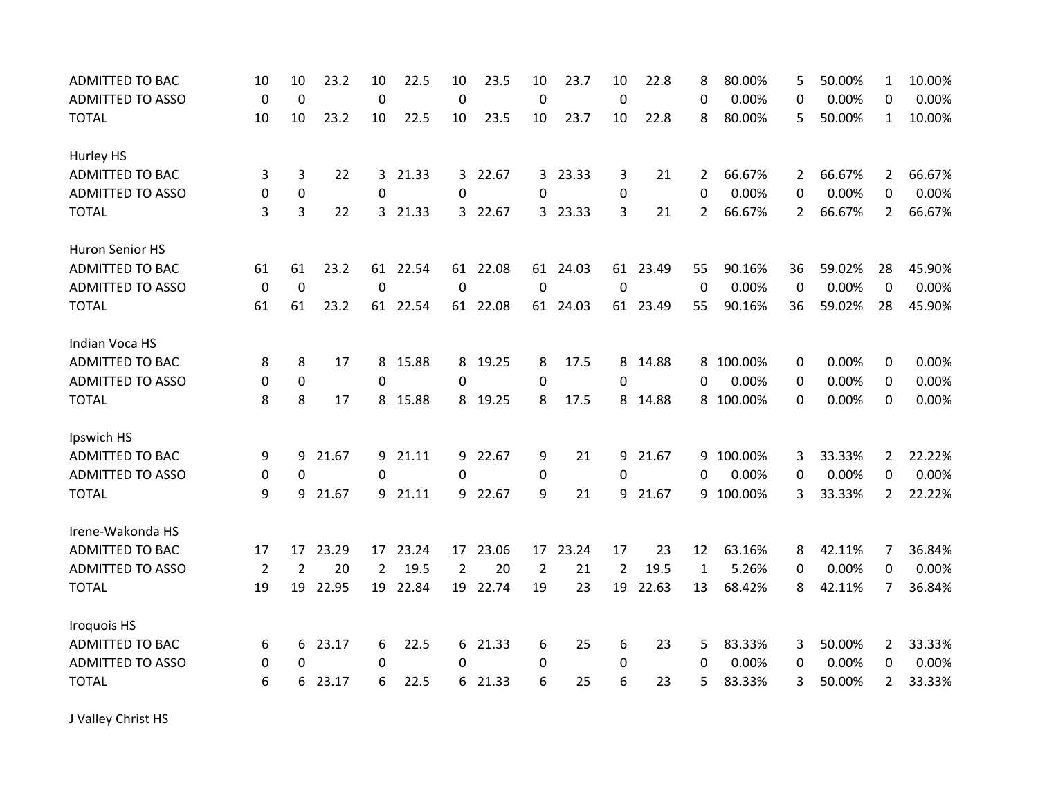| | | | | | | | | | | | | | | | | | |
|---|---|---|---|---|---|---|---|---|---|---|---|---|---|---|---|---|---|
| ADMITTED TO BAC | 10 | 10 | 23.2 | 10 | 22.5 | 10 | 23.5 | 10 | 23.7 | 10 | 22.8 | 8 | 80.00% | 5 | 50.00% | 1 | 10.00% |
| ADMITTED TO ASSO | 0 | 0 | | 0 | | 0 | | 0 | | 0 | | 0 | 0.00% | 0 | 0.00% | 0 | 0.00% |
| TOTAL | 10 | 10 | 23.2 | 10 | 22.5 | 10 | 23.5 | 10 | 23.7 | 10 | 22.8 | 8 | 80.00% | 5 | 50.00% | 1 | 10.00% |
| | | | | | | | | | | | | | | | | | |
| Hurley HS | | | | | | | | | | | | | | | | | |
| ADMITTED TO BAC | 3 | 3 | 22 | 3 | 21.33 | 3 | 22.67 | 3 | 23.33 | 3 | 21 | 2 | 66.67% | 2 | 66.67% | 2 | 66.67% |
| ADMITTED TO ASSO | 0 | 0 | | 0 | | 0 | | 0 | | 0 | | 0 | 0.00% | 0 | 0.00% | 0 | 0.00% |
| TOTAL | 3 | 3 | 22 | 3 | 21.33 | 3 | 22.67 | 3 | 23.33 | 3 | 21 | 2 | 66.67% | 2 | 66.67% | 2 | 66.67% |
| | | | | | | | | | | | | | | | | | |
| Huron Senior HS | | | | | | | | | | | | | | | | | |
| ADMITTED TO BAC | 61 | 61 | 23.2 | 61 | 22.54 | 61 | 22.08 | 61 | 24.03 | 61 | 23.49 | 55 | 90.16% | 36 | 59.02% | 28 | 45.90% |
| ADMITTED TO ASSO | 0 | 0 | | 0 | | 0 | | 0 | | 0 | | 0 | 0.00% | 0 | 0.00% | 0 | 0.00% |
| TOTAL | 61 | 61 | 23.2 | 61 | 22.54 | 61 | 22.08 | 61 | 24.03 | 61 | 23.49 | 55 | 90.16% | 36 | 59.02% | 28 | 45.90% |
| | | | | | | | | | | | | | | | | | |
| Indian Voca HS | | | | | | | | | | | | | | | | | |
| ADMITTED TO BAC | 8 | 8 | 17 | 8 | 15.88 | 8 | 19.25 | 8 | 17.5 | 8 | 14.88 | 8 | 100.00% | 0 | 0.00% | 0 | 0.00% |
| ADMITTED TO ASSO | 0 | 0 | | 0 | | 0 | | 0 | | 0 | | 0 | 0.00% | 0 | 0.00% | 0 | 0.00% |
| TOTAL | 8 | 8 | 17 | 8 | 15.88 | 8 | 19.25 | 8 | 17.5 | 8 | 14.88 | 8 | 100.00% | 0 | 0.00% | 0 | 0.00% |
| | | | | | | | | | | | | | | | | | |
| Ipswich HS | | | | | | | | | | | | | | | | | |
| ADMITTED TO BAC | 9 | 9 | 21.67 | 9 | 21.11 | 9 | 22.67 | 9 | 21 | 9 | 21.67 | 9 | 100.00% | 3 | 33.33% | 2 | 22.22% |
| ADMITTED TO ASSO | 0 | 0 | | 0 | | 0 | | 0 | | 0 | | 0 | 0.00% | 0 | 0.00% | 0 | 0.00% |
| TOTAL | 9 | 9 | 21.67 | 9 | 21.11 | 9 | 22.67 | 9 | 21 | 9 | 21.67 | 9 | 100.00% | 3 | 33.33% | 2 | 22.22% |
| | | | | | | | | | | | | | | | | | |
| Irene-Wakonda HS | | | | | | | | | | | | | | | | | |
| ADMITTED TO BAC | 17 | 17 | 23.29 | 17 | 23.24 | 17 | 23.06 | 17 | 23.24 | 17 | 23 | 12 | 63.16% | 8 | 42.11% | 7 | 36.84% |
| ADMITTED TO ASSO | 2 | 2 | 20 | 2 | 19.5 | 2 | 20 | 2 | 21 | 2 | 19.5 | 1 | 5.26% | 0 | 0.00% | 0 | 0.00% |
| TOTAL | 19 | 19 | 22.95 | 19 | 22.84 | 19 | 22.74 | 19 | 23 | 19 | 22.63 | 13 | 68.42% | 8 | 42.11% | 7 | 36.84% |
| | | | | | | | | | | | | | | | | | |
| Iroquois HS | | | | | | | | | | | | | | | | | |
| ADMITTED TO BAC | 6 | 6 | 23.17 | 6 | 22.5 | 6 | 21.33 | 6 | 25 | 6 | 23 | 5 | 83.33% | 3 | 50.00% | 2 | 33.33% |
| ADMITTED TO ASSO | 0 | 0 | | 0 | | 0 | | 0 | | 0 | | 0 | 0.00% | 0 | 0.00% | 0 | 0.00% |
| TOTAL | 6 | 6 | 23.17 | 6 | 22.5 | 6 | 21.33 | 6 | 25 | 6 | 23 | 5 | 83.33% | 3 | 50.00% | 2 | 33.33% |
| | | | | | | | | | | | | | | | | | |
| J Valley Christ HS | | | | | | | | | | | | | | | | | |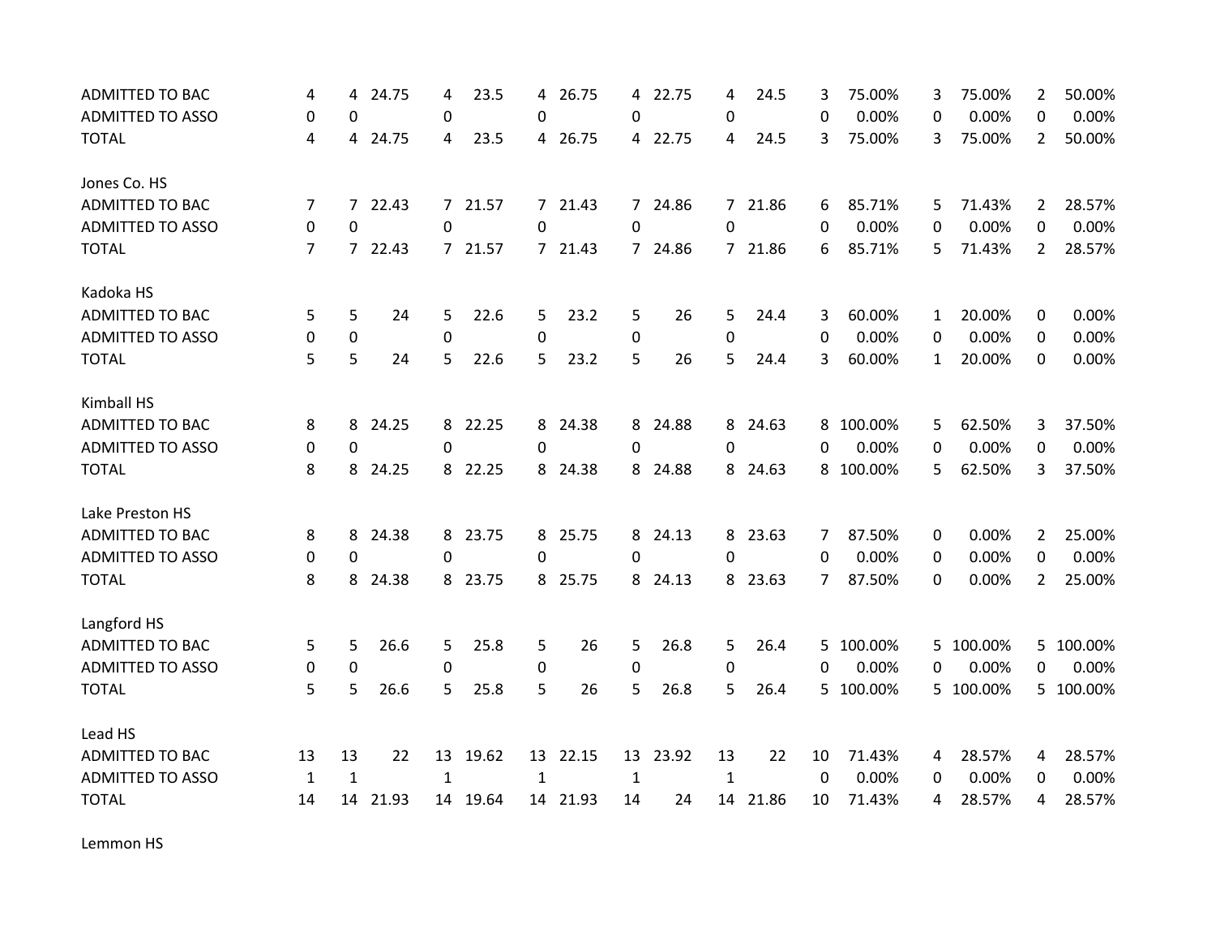| | | | | | | | | | | | | | | | | | | |
|---|---|---|---|---|---|---|---|---|---|---|---|---|---|---|---|---|---|---|
| ADMITTED TO BAC | 4 | 4 | 24.75 | 4 | 23.5 | 4 | 26.75 | 4 | 22.75 | 4 | 24.5 | 3 | 75.00% | 3 | 75.00% | 2 | 50.00% |
| ADMITTED TO ASSO | 0 | 0 | | 0 | | 0 | | 0 | | 0 | | 0 | 0.00% | 0 | 0.00% | 0 | 0.00% |
| TOTAL | 4 | 4 | 24.75 | 4 | 23.5 | 4 | 26.75 | 4 | 22.75 | 4 | 24.5 | 3 | 75.00% | 3 | 75.00% | 2 | 50.00% |
| | | | | | | | | | | | | | | | | | |
| Jones Co. HS | | | | | | | | | | | | | | | | | |
| ADMITTED TO BAC | 7 | 7 | 22.43 | 7 | 21.57 | 7 | 21.43 | 7 | 24.86 | 7 | 21.86 | 6 | 85.71% | 5 | 71.43% | 2 | 28.57% |
| ADMITTED TO ASSO | 0 | 0 | | 0 | | 0 | | 0 | | 0 | | 0 | 0.00% | 0 | 0.00% | 0 | 0.00% |
| TOTAL | 7 | 7 | 22.43 | 7 | 21.57 | 7 | 21.43 | 7 | 24.86 | 7 | 21.86 | 6 | 85.71% | 5 | 71.43% | 2 | 28.57% |
| | | | | | | | | | | | | | | | | | |
| Kadoka HS | | | | | | | | | | | | | | | | | |
| ADMITTED TO BAC | 5 | 5 | 24 | 5 | 22.6 | 5 | 23.2 | 5 | 26 | 5 | 24.4 | 3 | 60.00% | 1 | 20.00% | 0 | 0.00% |
| ADMITTED TO ASSO | 0 | 0 | | 0 | | 0 | | 0 | | 0 | | 0 | 0.00% | 0 | 0.00% | 0 | 0.00% |
| TOTAL | 5 | 5 | 24 | 5 | 22.6 | 5 | 23.2 | 5 | 26 | 5 | 24.4 | 3 | 60.00% | 1 | 20.00% | 0 | 0.00% |
| | | | | | | | | | | | | | | | | | |
| Kimball HS | | | | | | | | | | | | | | | | | |
| ADMITTED TO BAC | 8 | 8 | 24.25 | 8 | 22.25 | 8 | 24.38 | 8 | 24.88 | 8 | 24.63 | 8 | 100.00% | 5 | 62.50% | 3 | 37.50% |
| ADMITTED TO ASSO | 0 | 0 | | 0 | | 0 | | 0 | | 0 | | 0 | 0.00% | 0 | 0.00% | 0 | 0.00% |
| TOTAL | 8 | 8 | 24.25 | 8 | 22.25 | 8 | 24.38 | 8 | 24.88 | 8 | 24.63 | 8 | 100.00% | 5 | 62.50% | 3 | 37.50% |
| | | | | | | | | | | | | | | | | | |
| Lake Preston HS | | | | | | | | | | | | | | | | | |
| ADMITTED TO BAC | 8 | 8 | 24.38 | 8 | 23.75 | 8 | 25.75 | 8 | 24.13 | 8 | 23.63 | 7 | 87.50% | 0 | 0.00% | 2 | 25.00% |
| ADMITTED TO ASSO | 0 | 0 | | 0 | | 0 | | 0 | | 0 | | 0 | 0.00% | 0 | 0.00% | 0 | 0.00% |
| TOTAL | 8 | 8 | 24.38 | 8 | 23.75 | 8 | 25.75 | 8 | 24.13 | 8 | 23.63 | 7 | 87.50% | 0 | 0.00% | 2 | 25.00% |
| | | | | | | | | | | | | | | | | | |
| Langford HS | | | | | | | | | | | | | | | | | |
| ADMITTED TO BAC | 5 | 5 | 26.6 | 5 | 25.8 | 5 | 26 | 5 | 26.8 | 5 | 26.4 | 5 | 100.00% | 5 | 100.00% | 5 | 100.00% |
| ADMITTED TO ASSO | 0 | 0 | | 0 | | 0 | | 0 | | 0 | | 0 | 0.00% | 0 | 0.00% | 0 | 0.00% |
| TOTAL | 5 | 5 | 26.6 | 5 | 25.8 | 5 | 26 | 5 | 26.8 | 5 | 26.4 | 5 | 100.00% | 5 | 100.00% | 5 | 100.00% |
| | | | | | | | | | | | | | | | | | |
| Lead HS | | | | | | | | | | | | | | | | | |
| ADMITTED TO BAC | 13 | 13 | 22 | 13 | 19.62 | 13 | 22.15 | 13 | 23.92 | 13 | 22 | 10 | 71.43% | 4 | 28.57% | 4 | 28.57% |
| ADMITTED TO ASSO | 1 | 1 | | 1 | | 1 | | 1 | | 1 | | 0 | 0.00% | 0 | 0.00% | 0 | 0.00% |
| TOTAL | 14 | 14 | 21.93 | 14 | 19.64 | 14 | 21.93 | 14 | 24 | 14 | 21.86 | 10 | 71.43% | 4 | 28.57% | 4 | 28.57% |
| | | | | | | | | | | | | | | | | | |
| Lemmon HS | | | | | | | | | | | | | | | | | |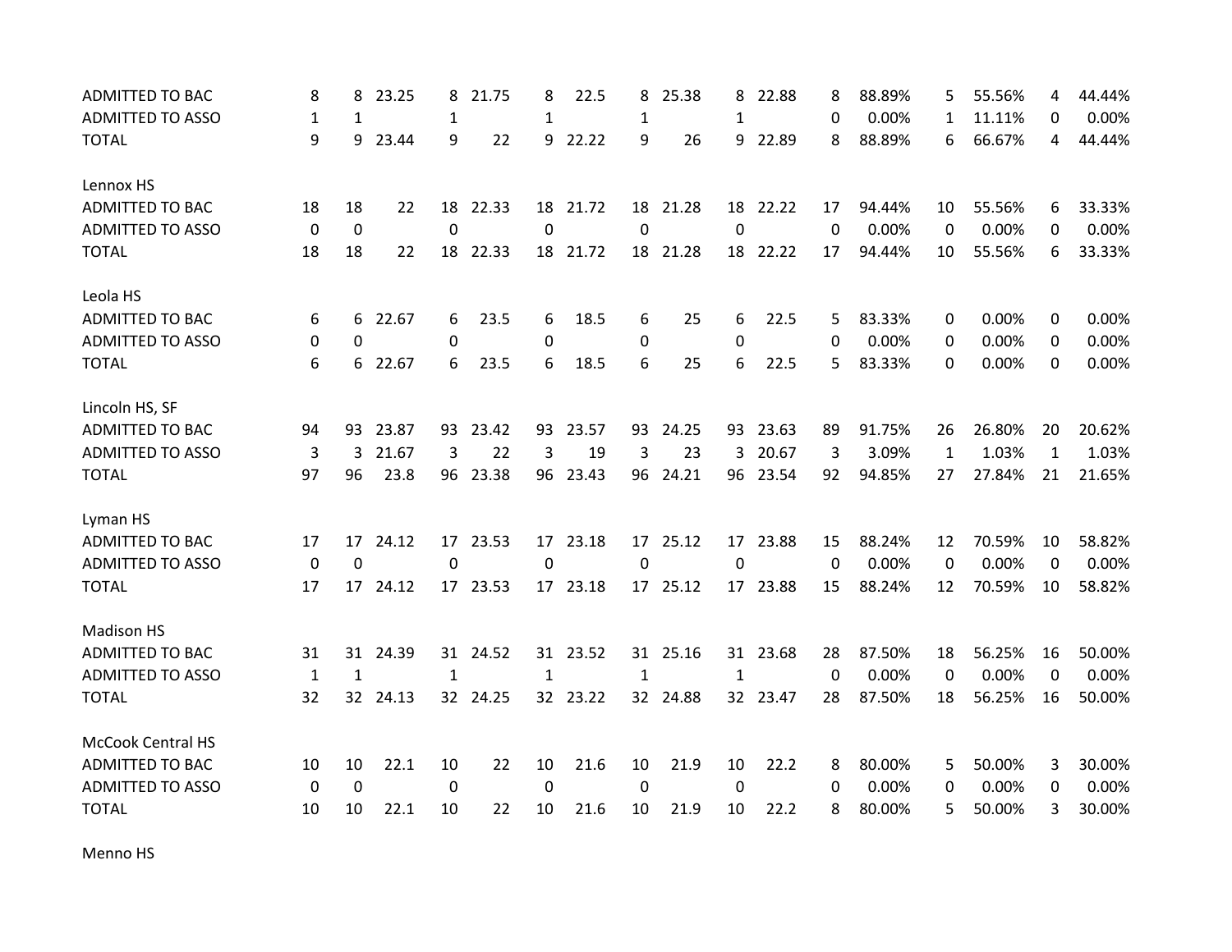| | | | | | | | | | | | | | | | | | |
|---|---|---|---|---|---|---|---|---|---|---|---|---|---|---|---|---|---|
| ADMITTED TO BAC | 8 | 8 | 23.25 | 8 | 21.75 | 8 | 22.5 | 8 | 25.38 | 8 | 22.88 | 8 | 88.89% | 5 | 55.56% | 4 | 44.44% |
| ADMITTED TO ASSO | 1 | 1 | | 1 | | 1 | | 1 | | 1 | | 0 | 0.00% | 1 | 11.11% | 0 | 0.00% |
| TOTAL | 9 | 9 | 23.44 | 9 | 22 | 9 | 22.22 | 9 | 26 | 9 | 22.89 | 8 | 88.89% | 6 | 66.67% | 4 | 44.44% |
| | | | | | | | | | | | | | | | | | |
| Lennox HS | | | | | | | | | | | | | | | | | |
| ADMITTED TO BAC | 18 | 18 | 22 | 18 | 22.33 | 18 | 21.72 | 18 | 21.28 | 18 | 22.22 | 17 | 94.44% | 10 | 55.56% | 6 | 33.33% |
| ADMITTED TO ASSO | 0 | 0 | | 0 | | 0 | | 0 | | 0 | | 0 | 0.00% | 0 | 0.00% | 0 | 0.00% |
| TOTAL | 18 | 18 | 22 | 18 | 22.33 | 18 | 21.72 | 18 | 21.28 | 18 | 22.22 | 17 | 94.44% | 10 | 55.56% | 6 | 33.33% |
| | | | | | | | | | | | | | | | | | |
| Leola HS | | | | | | | | | | | | | | | | | |
| ADMITTED TO BAC | 6 | 6 | 22.67 | 6 | 23.5 | 6 | 18.5 | 6 | 25 | 6 | 22.5 | 5 | 83.33% | 0 | 0.00% | 0 | 0.00% |
| ADMITTED TO ASSO | 0 | 0 | | 0 | | 0 | | 0 | | 0 | | 0 | 0.00% | 0 | 0.00% | 0 | 0.00% |
| TOTAL | 6 | 6 | 22.67 | 6 | 23.5 | 6 | 18.5 | 6 | 25 | 6 | 22.5 | 5 | 83.33% | 0 | 0.00% | 0 | 0.00% |
| | | | | | | | | | | | | | | | | | |
| Lincoln HS, SF | | | | | | | | | | | | | | | | | |
| ADMITTED TO BAC | 94 | 93 | 23.87 | 93 | 23.42 | 93 | 23.57 | 93 | 24.25 | 93 | 23.63 | 89 | 91.75% | 26 | 26.80% | 20 | 20.62% |
| ADMITTED TO ASSO | 3 | 3 | 21.67 | 3 | 22 | 3 | 19 | 3 | 23 | 3 | 20.67 | 3 | 3.09% | 1 | 1.03% | 1 | 1.03% |
| TOTAL | 97 | 96 | 23.8 | 96 | 23.38 | 96 | 23.43 | 96 | 24.21 | 96 | 23.54 | 92 | 94.85% | 27 | 27.84% | 21 | 21.65% |
| | | | | | | | | | | | | | | | | | |
| Lyman HS | | | | | | | | | | | | | | | | | |
| ADMITTED TO BAC | 17 | 17 | 24.12 | 17 | 23.53 | 17 | 23.18 | 17 | 25.12 | 17 | 23.88 | 15 | 88.24% | 12 | 70.59% | 10 | 58.82% |
| ADMITTED TO ASSO | 0 | 0 | | 0 | | 0 | | 0 | | 0 | | 0 | 0.00% | 0 | 0.00% | 0 | 0.00% |
| TOTAL | 17 | 17 | 24.12 | 17 | 23.53 | 17 | 23.18 | 17 | 25.12 | 17 | 23.88 | 15 | 88.24% | 12 | 70.59% | 10 | 58.82% |
| | | | | | | | | | | | | | | | | | |
| Madison HS | | | | | | | | | | | | | | | | | |
| ADMITTED TO BAC | 31 | 31 | 24.39 | 31 | 24.52 | 31 | 23.52 | 31 | 25.16 | 31 | 23.68 | 28 | 87.50% | 18 | 56.25% | 16 | 50.00% |
| ADMITTED TO ASSO | 1 | 1 | | 1 | | 1 | | 1 | | 1 | | 0 | 0.00% | 0 | 0.00% | 0 | 0.00% |
| TOTAL | 32 | 32 | 24.13 | 32 | 24.25 | 32 | 23.22 | 32 | 24.88 | 32 | 23.47 | 28 | 87.50% | 18 | 56.25% | 16 | 50.00% |
| | | | | | | | | | | | | | | | | | |
| McCook Central HS | | | | | | | | | | | | | | | | | |
| ADMITTED TO BAC | 10 | 10 | 22.1 | 10 | 22 | 10 | 21.6 | 10 | 21.9 | 10 | 22.2 | 8 | 80.00% | 5 | 50.00% | 3 | 30.00% |
| ADMITTED TO ASSO | 0 | 0 | | 0 | | 0 | | 0 | | 0 | | 0 | 0.00% | 0 | 0.00% | 0 | 0.00% |
| TOTAL | 10 | 10 | 22.1 | 10 | 22 | 10 | 21.6 | 10 | 21.9 | 10 | 22.2 | 8 | 80.00% | 5 | 50.00% | 3 | 30.00% |
| | | | | | | | | | | | | | | | | | |
| Menno HS | | | | | | | | | | | | | | | | | |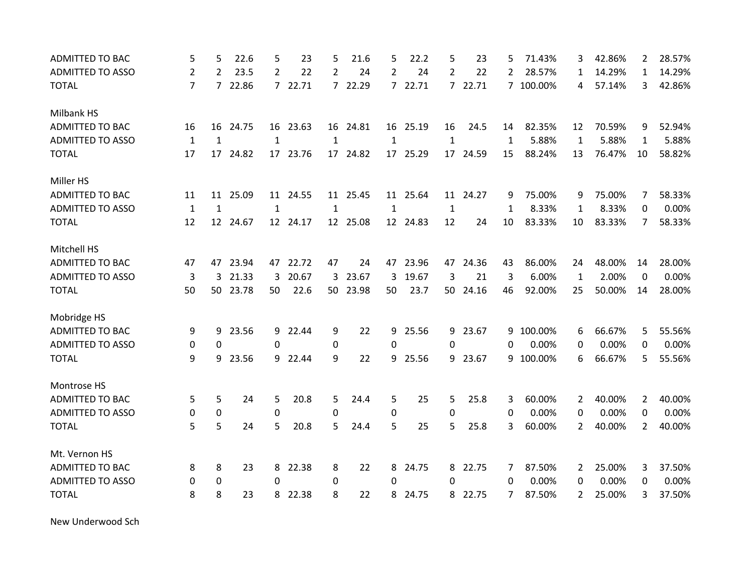| | | | | | | | | | | | | | | | | |
|---|---|---|---|---|---|---|---|---|---|---|---|---|---|---|---|---|
| ADMITTED TO BAC | 5 | 5 | 22.6 | 5 | 23 | 5 | 21.6 | 5 | 22.2 | 5 | 23 | 5 | 71.43% | 3 | 42.86% | 2 | 28.57% |
| ADMITTED TO ASSO | 2 | 2 | 23.5 | 2 | 22 | 2 | 24 | 2 | 24 | 2 | 22 | 2 | 28.57% | 1 | 14.29% | 1 | 14.29% |
| TOTAL | 7 | 7 | 22.86 | 7 | 22.71 | 7 | 22.29 | 7 | 22.71 | 7 | 22.71 | 7 | 100.00% | 4 | 57.14% | 3 | 42.86% |
| | | | | | | | | | | | | | | | | | |
| Milbank HS | | | | | | | | | | | | | | | | | |
| ADMITTED TO BAC | 16 | 16 | 24.75 | 16 | 23.63 | 16 | 24.81 | 16 | 25.19 | 16 | 24.5 | 14 | 82.35% | 12 | 70.59% | 9 | 52.94% |
| ADMITTED TO ASSO | 1 | 1 | | 1 | | 1 | | 1 | | 1 | | 1 | 5.88% | 1 | 5.88% | 1 | 5.88% |
| TOTAL | 17 | 17 | 24.82 | 17 | 23.76 | 17 | 24.82 | 17 | 25.29 | 17 | 24.59 | 15 | 88.24% | 13 | 76.47% | 10 | 58.82% |
| | | | | | | | | | | | | | | | | | |
| Miller HS | | | | | | | | | | | | | | | | | |
| ADMITTED TO BAC | 11 | 11 | 25.09 | 11 | 24.55 | 11 | 25.45 | 11 | 25.64 | 11 | 24.27 | 9 | 75.00% | 9 | 75.00% | 7 | 58.33% |
| ADMITTED TO ASSO | 1 | 1 | | 1 | | 1 | | 1 | | 1 | | 1 | 8.33% | 1 | 8.33% | 0 | 0.00% |
| TOTAL | 12 | 12 | 24.67 | 12 | 24.17 | 12 | 25.08 | 12 | 24.83 | 12 | 24 | 10 | 83.33% | 10 | 83.33% | 7 | 58.33% |
| | | | | | | | | | | | | | | | | | |
| Mitchell HS | | | | | | | | | | | | | | | | | |
| ADMITTED TO BAC | 47 | 47 | 23.94 | 47 | 22.72 | 47 | 24 | 47 | 23.96 | 47 | 24.36 | 43 | 86.00% | 24 | 48.00% | 14 | 28.00% |
| ADMITTED TO ASSO | 3 | 3 | 21.33 | 3 | 20.67 | 3 | 23.67 | 3 | 19.67 | 3 | 21 | 3 | 6.00% | 1 | 2.00% | 0 | 0.00% |
| TOTAL | 50 | 50 | 23.78 | 50 | 22.6 | 50 | 23.98 | 50 | 23.7 | 50 | 24.16 | 46 | 92.00% | 25 | 50.00% | 14 | 28.00% |
| | | | | | | | | | | | | | | | | | |
| Mobridge HS | | | | | | | | | | | | | | | | | |
| ADMITTED TO BAC | 9 | 9 | 23.56 | 9 | 22.44 | 9 | 22 | 9 | 25.56 | 9 | 23.67 | 9 | 100.00% | 6 | 66.67% | 5 | 55.56% |
| ADMITTED TO ASSO | 0 | 0 | | 0 | | 0 | | 0 | | 0 | | 0 | 0.00% | 0 | 0.00% | 0 | 0.00% |
| TOTAL | 9 | 9 | 23.56 | 9 | 22.44 | 9 | 22 | 9 | 25.56 | 9 | 23.67 | 9 | 100.00% | 6 | 66.67% | 5 | 55.56% |
| | | | | | | | | | | | | | | | | | |
| Montrose HS | | | | | | | | | | | | | | | | | |
| ADMITTED TO BAC | 5 | 5 | 24 | 5 | 20.8 | 5 | 24.4 | 5 | 25 | 5 | 25.8 | 3 | 60.00% | 2 | 40.00% | 2 | 40.00% |
| ADMITTED TO ASSO | 0 | 0 | | 0 | | 0 | | 0 | | 0 | | 0 | 0.00% | 0 | 0.00% | 0 | 0.00% |
| TOTAL | 5 | 5 | 24 | 5 | 20.8 | 5 | 24.4 | 5 | 25 | 5 | 25.8 | 3 | 60.00% | 2 | 40.00% | 2 | 40.00% |
| | | | | | | | | | | | | | | | | | |
| Mt. Vernon HS | | | | | | | | | | | | | | | | | |
| ADMITTED TO BAC | 8 | 8 | 23 | 8 | 22.38 | 8 | 22 | 8 | 24.75 | 8 | 22.75 | 7 | 87.50% | 2 | 25.00% | 3 | 37.50% |
| ADMITTED TO ASSO | 0 | 0 | | 0 | | 0 | | 0 | | 0 | | 0 | 0.00% | 0 | 0.00% | 0 | 0.00% |
| TOTAL | 8 | 8 | 23 | 8 | 22.38 | 8 | 22 | 8 | 24.75 | 8 | 22.75 | 7 | 87.50% | 2 | 25.00% | 3 | 37.50% |
| | | | | | | | | | | | | | | | | | |
| New Underwood Sch | | | | | | | | | | | | | | | | | |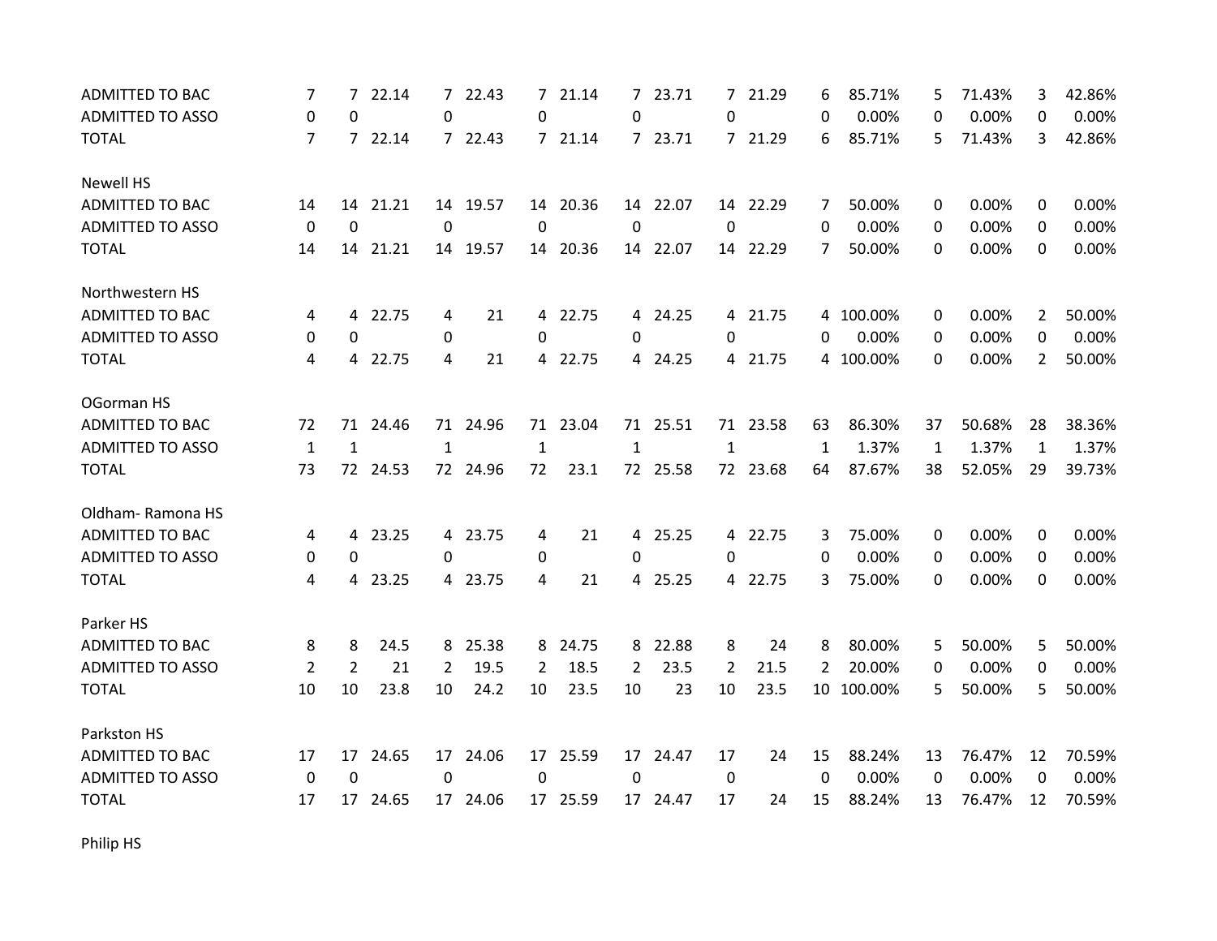| | | | | | | | | | | | | | | | | | |
|---|---|---|---|---|---|---|---|---|---|---|---|---|---|---|---|---|---|
| ADMITTED TO BAC | 7 | 7 | 22.14 | 7 | 22.43 | 7 | 21.14 | 7 | 23.71 | 7 | 21.29 | 6 | 85.71% | 5 | 71.43% | 3 | 42.86% |
| ADMITTED TO ASSO | 0 | 0 | | 0 | | 0 | | 0 | | 0 | | 0 | 0.00% | 0 | 0.00% | 0 | 0.00% |
| TOTAL | 7 | 7 | 22.14 | 7 | 22.43 | 7 | 21.14 | 7 | 23.71 | 7 | 21.29 | 6 | 85.71% | 5 | 71.43% | 3 | 42.86% |
| | | | | | | | | | | | | | | | | | |
| Newell HS | | | | | | | | | | | | | | | | | |
| ADMITTED TO BAC | 14 | 14 | 21.21 | 14 | 19.57 | 14 | 20.36 | 14 | 22.07 | 14 | 22.29 | 7 | 50.00% | 0 | 0.00% | 0 | 0.00% |
| ADMITTED TO ASSO | 0 | 0 | | 0 | | 0 | | 0 | | 0 | | 0 | 0.00% | 0 | 0.00% | 0 | 0.00% |
| TOTAL | 14 | 14 | 21.21 | 14 | 19.57 | 14 | 20.36 | 14 | 22.07 | 14 | 22.29 | 7 | 50.00% | 0 | 0.00% | 0 | 0.00% |
| | | | | | | | | | | | | | | | | | |
| Northwestern HS | | | | | | | | | | | | | | | | | |
| ADMITTED TO BAC | 4 | 4 | 22.75 | 4 | 21 | 4 | 22.75 | 4 | 24.25 | 4 | 21.75 | 4 | 100.00% | 0 | 0.00% | 2 | 50.00% |
| ADMITTED TO ASSO | 0 | 0 | | 0 | | 0 | | 0 | | 0 | | 0 | 0.00% | 0 | 0.00% | 0 | 0.00% |
| TOTAL | 4 | 4 | 22.75 | 4 | 21 | 4 | 22.75 | 4 | 24.25 | 4 | 21.75 | 4 | 100.00% | 0 | 0.00% | 2 | 50.00% |
| | | | | | | | | | | | | | | | | | |
| OGorman HS | | | | | | | | | | | | | | | | | |
| ADMITTED TO BAC | 72 | 71 | 24.46 | 71 | 24.96 | 71 | 23.04 | 71 | 25.51 | 71 | 23.58 | 63 | 86.30% | 37 | 50.68% | 28 | 38.36% |
| ADMITTED TO ASSO | 1 | 1 | | 1 | | 1 | | 1 | | 1 | | 1 | 1.37% | 1 | 1.37% | 1 | 1.37% |
| TOTAL | 73 | 72 | 24.53 | 72 | 24.96 | 72 | 23.1 | 72 | 25.58 | 72 | 23.68 | 64 | 87.67% | 38 | 52.05% | 29 | 39.73% |
| | | | | | | | | | | | | | | | | | |
| Oldham- Ramona HS | | | | | | | | | | | | | | | | | |
| ADMITTED TO BAC | 4 | 4 | 23.25 | 4 | 23.75 | 4 | 21 | 4 | 25.25 | 4 | 22.75 | 3 | 75.00% | 0 | 0.00% | 0 | 0.00% |
| ADMITTED TO ASSO | 0 | 0 | | 0 | | 0 | | 0 | | 0 | | 0 | 0.00% | 0 | 0.00% | 0 | 0.00% |
| TOTAL | 4 | 4 | 23.25 | 4 | 23.75 | 4 | 21 | 4 | 25.25 | 4 | 22.75 | 3 | 75.00% | 0 | 0.00% | 0 | 0.00% |
| | | | | | | | | | | | | | | | | | |
| Parker HS | | | | | | | | | | | | | | | | | |
| ADMITTED TO BAC | 8 | 8 | 24.5 | 8 | 25.38 | 8 | 24.75 | 8 | 22.88 | 8 | 24 | 8 | 80.00% | 5 | 50.00% | 5 | 50.00% |
| ADMITTED TO ASSO | 2 | 2 | 21 | 2 | 19.5 | 2 | 18.5 | 2 | 23.5 | 2 | 21.5 | 2 | 20.00% | 0 | 0.00% | 0 | 0.00% |
| TOTAL | 10 | 10 | 23.8 | 10 | 24.2 | 10 | 23.5 | 10 | 23 | 10 | 23.5 | 10 | 100.00% | 5 | 50.00% | 5 | 50.00% |
| | | | | | | | | | | | | | | | | | |
| Parkston HS | | | | | | | | | | | | | | | | | |
| ADMITTED TO BAC | 17 | 17 | 24.65 | 17 | 24.06 | 17 | 25.59 | 17 | 24.47 | 17 | 24 | 15 | 88.24% | 13 | 76.47% | 12 | 70.59% |
| ADMITTED TO ASSO | 0 | 0 | | 0 | | 0 | | 0 | | 0 | | 0 | 0.00% | 0 | 0.00% | 0 | 0.00% |
| TOTAL | 17 | 17 | 24.65 | 17 | 24.06 | 17 | 25.59 | 17 | 24.47 | 17 | 24 | 15 | 88.24% | 13 | 76.47% | 12 | 70.59% |
| | | | | | | | | | | | | | | | | | |
| Philip HS | | | | | | | | | | | | | | | | | |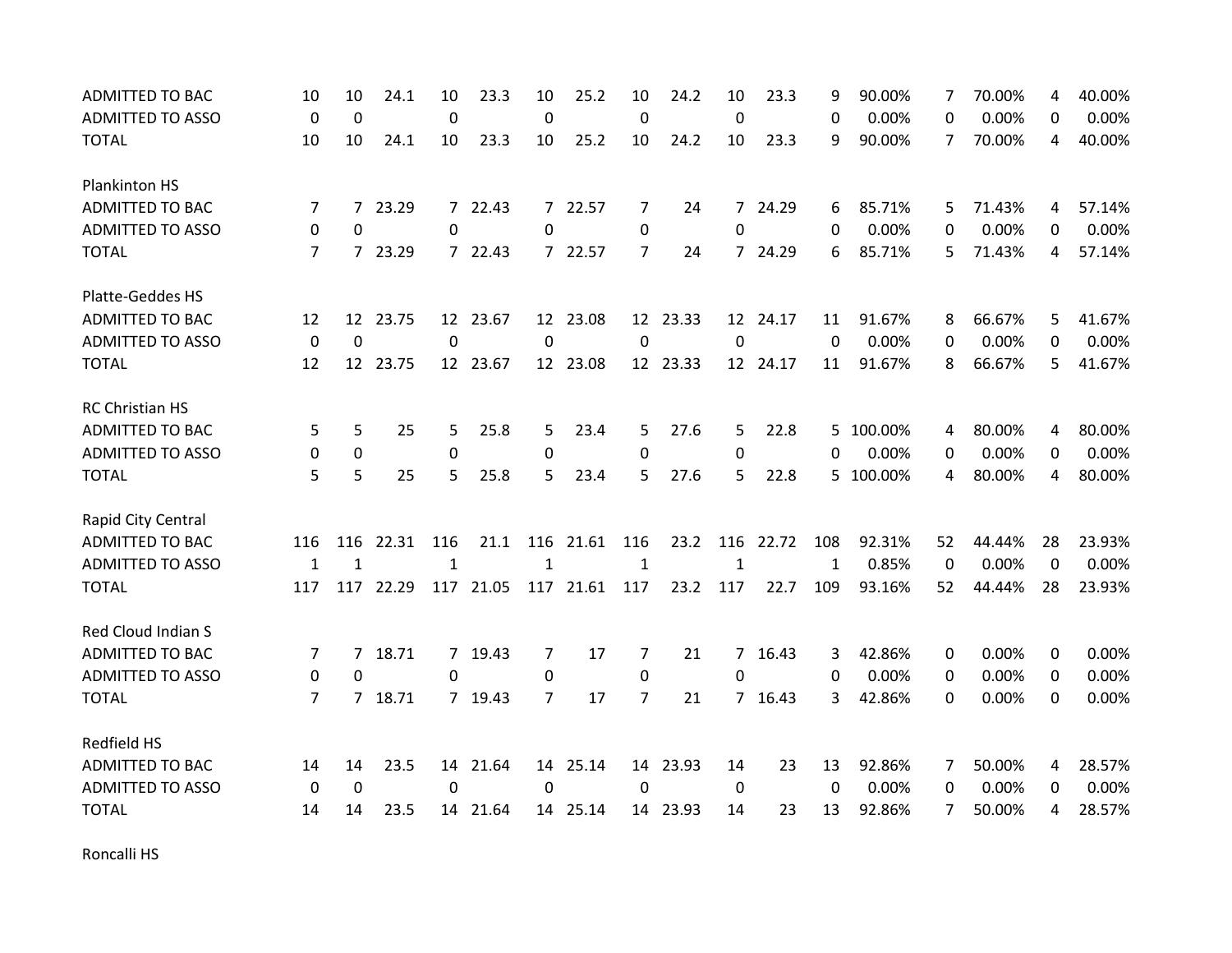| | | | | | | | | | | | | | | | | |
|---|---|---|---|---|---|---|---|---|---|---|---|---|---|---|---|---|
| ADMITTED TO BAC | 10 | 10 | 24.1 | 10 | 23.3 | 10 | 25.2 | 10 | 24.2 | 10 | 23.3 | 9 | 90.00% | 7 | 70.00% | 4 | 40.00% |
| ADMITTED TO ASSO | 0 | 0 | | 0 | | 0 | | 0 | | 0 | | 0 | 0.00% | 0 | 0.00% | 0 | 0.00% |
| TOTAL | 10 | 10 | 24.1 | 10 | 23.3 | 10 | 25.2 | 10 | 24.2 | 10 | 23.3 | 9 | 90.00% | 7 | 70.00% | 4 | 40.00% |
| | | | | | | | | | | | | | | | | | |
| Plankinton HS | | | | | | | | | | | | | | | | | |
| ADMITTED TO BAC | 7 | 7 | 23.29 | 7 | 22.43 | 7 | 22.57 | 7 | 24 | 7 | 24.29 | 6 | 85.71% | 5 | 71.43% | 4 | 57.14% |
| ADMITTED TO ASSO | 0 | 0 | | 0 | | 0 | | 0 | | 0 | | 0 | 0.00% | 0 | 0.00% | 0 | 0.00% |
| TOTAL | 7 | 7 | 23.29 | 7 | 22.43 | 7 | 22.57 | 7 | 24 | 7 | 24.29 | 6 | 85.71% | 5 | 71.43% | 4 | 57.14% |
| | | | | | | | | | | | | | | | | | |
| Platte-Geddes HS | | | | | | | | | | | | | | | | | |
| ADMITTED TO BAC | 12 | 12 | 23.75 | 12 | 23.67 | 12 | 23.08 | 12 | 23.33 | 12 | 24.17 | 11 | 91.67% | 8 | 66.67% | 5 | 41.67% |
| ADMITTED TO ASSO | 0 | 0 | | 0 | | 0 | | 0 | | 0 | | 0 | 0.00% | 0 | 0.00% | 0 | 0.00% |
| TOTAL | 12 | 12 | 23.75 | 12 | 23.67 | 12 | 23.08 | 12 | 23.33 | 12 | 24.17 | 11 | 91.67% | 8 | 66.67% | 5 | 41.67% |
| | | | | | | | | | | | | | | | | | |
| RC Christian HS | | | | | | | | | | | | | | | | | |
| ADMITTED TO BAC | 5 | 5 | 25 | 5 | 25.8 | 5 | 23.4 | 5 | 27.6 | 5 | 22.8 | 5 | 100.00% | 4 | 80.00% | 4 | 80.00% |
| ADMITTED TO ASSO | 0 | 0 | | 0 | | 0 | | 0 | | 0 | | 0 | 0.00% | 0 | 0.00% | 0 | 0.00% |
| TOTAL | 5 | 5 | 25 | 5 | 25.8 | 5 | 23.4 | 5 | 27.6 | 5 | 22.8 | 5 | 100.00% | 4 | 80.00% | 4 | 80.00% |
| | | | | | | | | | | | | | | | | | |
| Rapid City Central | | | | | | | | | | | | | | | | | |
| ADMITTED TO BAC | 116 | 116 | 22.31 | 116 | 21.1 | 116 | 21.61 | 116 | 23.2 | 116 | 22.72 | 108 | 92.31% | 52 | 44.44% | 28 | 23.93% |
| ADMITTED TO ASSO | 1 | 1 | | 1 | | 1 | | 1 | | 1 | | 1 | 0.85% | 0 | 0.00% | 0 | 0.00% |
| TOTAL | 117 | 117 | 22.29 | 117 | 21.05 | 117 | 21.61 | 117 | 23.2 | 117 | 22.7 | 109 | 93.16% | 52 | 44.44% | 28 | 23.93% |
| | | | | | | | | | | | | | | | | | |
| Red Cloud Indian S | | | | | | | | | | | | | | | | | |
| ADMITTED TO BAC | 7 | 7 | 18.71 | 7 | 19.43 | 7 | 17 | 7 | 21 | 7 | 16.43 | 3 | 42.86% | 0 | 0.00% | 0 | 0.00% |
| ADMITTED TO ASSO | 0 | 0 | | 0 | | 0 | | 0 | | 0 | | 0 | 0.00% | 0 | 0.00% | 0 | 0.00% |
| TOTAL | 7 | 7 | 18.71 | 7 | 19.43 | 7 | 17 | 7 | 21 | 7 | 16.43 | 3 | 42.86% | 0 | 0.00% | 0 | 0.00% |
| | | | | | | | | | | | | | | | | | |
| Redfield HS | | | | | | | | | | | | | | | | | |
| ADMITTED TO BAC | 14 | 14 | 23.5 | 14 | 21.64 | 14 | 25.14 | 14 | 23.93 | 14 | 23 | 13 | 92.86% | 7 | 50.00% | 4 | 28.57% |
| ADMITTED TO ASSO | 0 | 0 | | 0 | | 0 | | 0 | | 0 | | 0 | 0.00% | 0 | 0.00% | 0 | 0.00% |
| TOTAL | 14 | 14 | 23.5 | 14 | 21.64 | 14 | 25.14 | 14 | 23.93 | 14 | 23 | 13 | 92.86% | 7 | 50.00% | 4 | 28.57% |
| | | | | | | | | | | | | | | | | | |
| Roncalli HS | | | | | | | | | | | | | | | | | |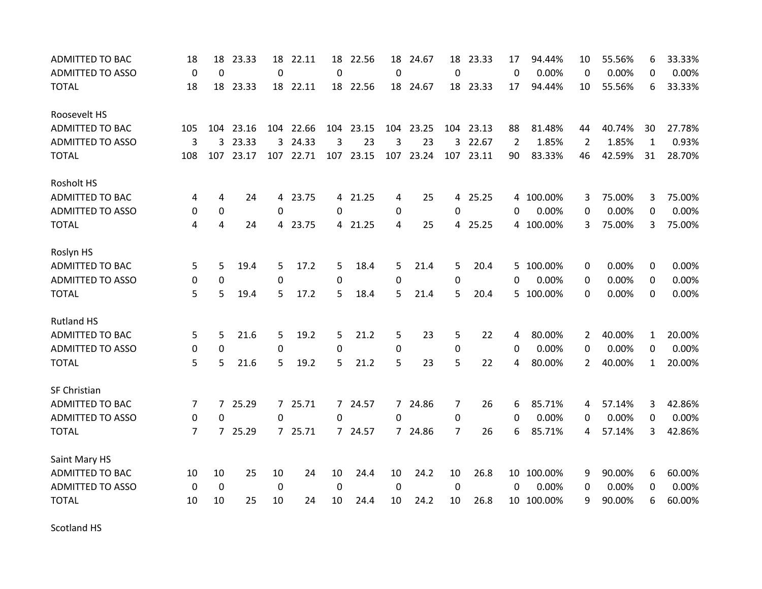| | | | | | | | | | | | | | | | | | | |
|---|---|---|---|---|---|---|---|---|---|---|---|---|---|---|---|---|---|---|
| ADMITTED TO BAC | 18 | 18 | 23.33 | 18 | 22.11 | 18 | 22.56 | 18 | 24.67 | 18 | 23.33 | 17 | 94.44% | 10 | 55.56% | 6 | 33.33% |
| ADMITTED TO ASSO | 0 | 0 | | 0 | | 0 | | 0 | | 0 | | 0 | 0.00% | 0 | 0.00% | 0 | 0.00% |
| TOTAL | 18 | 18 | 23.33 | 18 | 22.11 | 18 | 22.56 | 18 | 24.67 | 18 | 23.33 | 17 | 94.44% | 10 | 55.56% | 6 | 33.33% |
| | | | | | | | | | | | | | | | | | |
| Roosevelt HS | | | | | | | | | | | | | | | | | |
| ADMITTED TO BAC | 105 | 104 | 23.16 | 104 | 22.66 | 104 | 23.15 | 104 | 23.25 | 104 | 23.13 | 88 | 81.48% | 44 | 40.74% | 30 | 27.78% |
| ADMITTED TO ASSO | 3 | 3 | 23.33 | 3 | 24.33 | 3 | 23 | 3 | 23 | 3 | 22.67 | 2 | 1.85% | 2 | 1.85% | 1 | 0.93% |
| TOTAL | 108 | 107 | 23.17 | 107 | 22.71 | 107 | 23.15 | 107 | 23.24 | 107 | 23.11 | 90 | 83.33% | 46 | 42.59% | 31 | 28.70% |
| | | | | | | | | | | | | | | | | | |
| Rosholt HS | | | | | | | | | | | | | | | | | |
| ADMITTED TO BAC | 4 | 4 | 24 | 4 | 23.75 | 4 | 21.25 | 4 | 25 | 4 | 25.25 | 4 | 100.00% | 3 | 75.00% | 3 | 75.00% |
| ADMITTED TO ASSO | 0 | 0 | | 0 | | 0 | | 0 | | 0 | | 0 | 0.00% | 0 | 0.00% | 0 | 0.00% |
| TOTAL | 4 | 4 | 24 | 4 | 23.75 | 4 | 21.25 | 4 | 25 | 4 | 25.25 | 4 | 100.00% | 3 | 75.00% | 3 | 75.00% |
| | | | | | | | | | | | | | | | | | |
| Roslyn HS | | | | | | | | | | | | | | | | | |
| ADMITTED TO BAC | 5 | 5 | 19.4 | 5 | 17.2 | 5 | 18.4 | 5 | 21.4 | 5 | 20.4 | 5 | 100.00% | 0 | 0.00% | 0 | 0.00% |
| ADMITTED TO ASSO | 0 | 0 | | 0 | | 0 | | 0 | | 0 | | 0 | 0.00% | 0 | 0.00% | 0 | 0.00% |
| TOTAL | 5 | 5 | 19.4 | 5 | 17.2 | 5 | 18.4 | 5 | 21.4 | 5 | 20.4 | 5 | 100.00% | 0 | 0.00% | 0 | 0.00% |
| | | | | | | | | | | | | | | | | | |
| Rutland HS | | | | | | | | | | | | | | | | | |
| ADMITTED TO BAC | 5 | 5 | 21.6 | 5 | 19.2 | 5 | 21.2 | 5 | 23 | 5 | 22 | 4 | 80.00% | 2 | 40.00% | 1 | 20.00% |
| ADMITTED TO ASSO | 0 | 0 | | 0 | | 0 | | 0 | | 0 | | 0 | 0.00% | 0 | 0.00% | 0 | 0.00% |
| TOTAL | 5 | 5 | 21.6 | 5 | 19.2 | 5 | 21.2 | 5 | 23 | 5 | 22 | 4 | 80.00% | 2 | 40.00% | 1 | 20.00% |
| | | | | | | | | | | | | | | | | | |
| SF Christian | | | | | | | | | | | | | | | | | |
| ADMITTED TO BAC | 7 | 7 | 25.29 | 7 | 25.71 | 7 | 24.57 | 7 | 24.86 | 7 | 26 | 6 | 85.71% | 4 | 57.14% | 3 | 42.86% |
| ADMITTED TO ASSO | 0 | 0 | | 0 | | 0 | | 0 | | 0 | | 0 | 0.00% | 0 | 0.00% | 0 | 0.00% |
| TOTAL | 7 | 7 | 25.29 | 7 | 25.71 | 7 | 24.57 | 7 | 24.86 | 7 | 26 | 6 | 85.71% | 4 | 57.14% | 3 | 42.86% |
| | | | | | | | | | | | | | | | | | |
| Saint Mary HS | | | | | | | | | | | | | | | | | |
| ADMITTED TO BAC | 10 | 10 | 25 | 10 | 24 | 10 | 24.4 | 10 | 24.2 | 10 | 26.8 | 10 | 100.00% | 9 | 90.00% | 6 | 60.00% |
| ADMITTED TO ASSO | 0 | 0 | | 0 | | 0 | | 0 | | 0 | | 0 | 0.00% | 0 | 0.00% | 0 | 0.00% |
| TOTAL | 10 | 10 | 25 | 10 | 24 | 10 | 24.4 | 10 | 24.2 | 10 | 26.8 | 10 | 100.00% | 9 | 90.00% | 6 | 60.00% |
| | | | | | | | | | | | | | | | | | |
| Scotland HS | | | | | | | | | | | | | | | | | |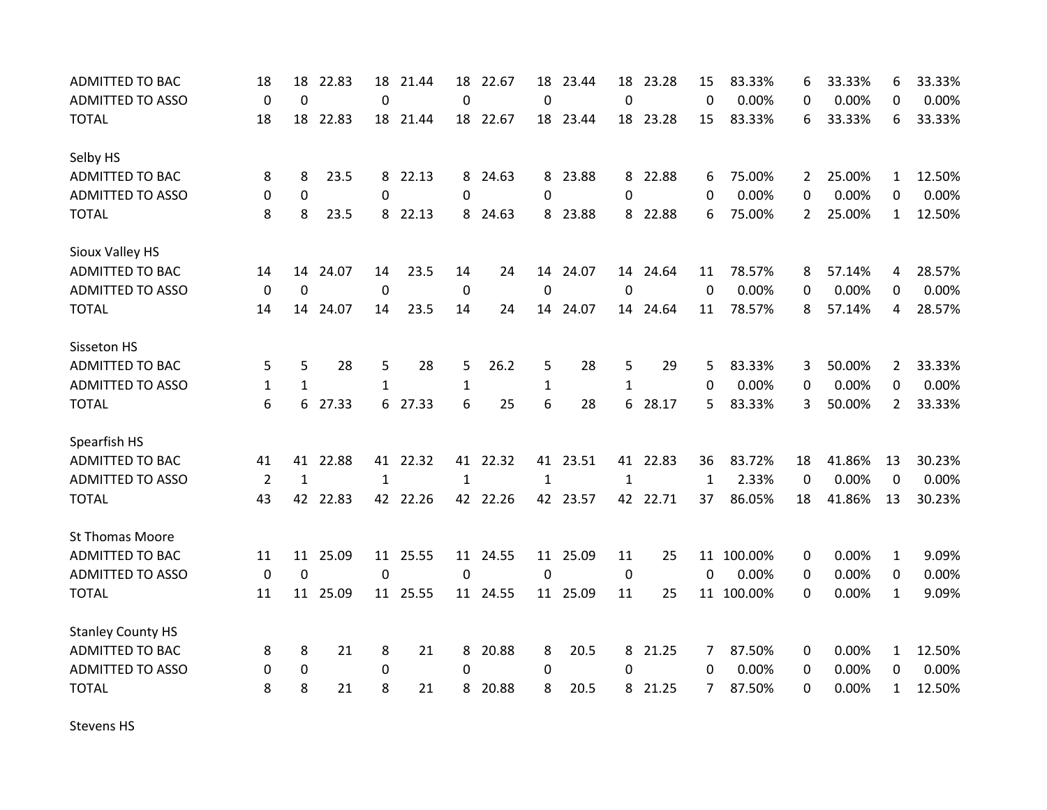| | | | | | | | | | | | | | | | | |
|---|---|---|---|---|---|---|---|---|---|---|---|---|---|---|---|---|
| ADMITTED TO BAC | 18 | 18 | 22.83 | 18 | 21.44 | 18 | 22.67 | 18 | 23.44 | 18 | 23.28 | 15 | 83.33% | 6 | 33.33% | 6 | 33.33% |
| ADMITTED TO ASSO | 0 | 0 | | 0 | | 0 | | 0 | | 0 | | 0 | 0.00% | 0 | 0.00% | 0 | 0.00% |
| TOTAL | 18 | 18 | 22.83 | 18 | 21.44 | 18 | 22.67 | 18 | 23.44 | 18 | 23.28 | 15 | 83.33% | 6 | 33.33% | 6 | 33.33% |
| | | | | | | | | | | | | | | | | | |
| Selby HS | | | | | | | | | | | | | | | | | |
| ADMITTED TO BAC | 8 | 8 | 23.5 | 8 | 22.13 | 8 | 24.63 | 8 | 23.88 | 8 | 22.88 | 6 | 75.00% | 2 | 25.00% | 1 | 12.50% |
| ADMITTED TO ASSO | 0 | 0 | | 0 | | 0 | | 0 | | 0 | | 0 | 0.00% | 0 | 0.00% | 0 | 0.00% |
| TOTAL | 8 | 8 | 23.5 | 8 | 22.13 | 8 | 24.63 | 8 | 23.88 | 8 | 22.88 | 6 | 75.00% | 2 | 25.00% | 1 | 12.50% |
| | | | | | | | | | | | | | | | | | |
| Sioux Valley HS | | | | | | | | | | | | | | | | | |
| ADMITTED TO BAC | 14 | 14 | 24.07 | 14 | 23.5 | 14 | 24 | 14 | 24.07 | 14 | 24.64 | 11 | 78.57% | 8 | 57.14% | 4 | 28.57% |
| ADMITTED TO ASSO | 0 | 0 | | 0 | | 0 | | 0 | | 0 | | 0 | 0.00% | 0 | 0.00% | 0 | 0.00% |
| TOTAL | 14 | 14 | 24.07 | 14 | 23.5 | 14 | 24 | 14 | 24.07 | 14 | 24.64 | 11 | 78.57% | 8 | 57.14% | 4 | 28.57% |
| | | | | | | | | | | | | | | | | | |
| Sisseton HS | | | | | | | | | | | | | | | | | |
| ADMITTED TO BAC | 5 | 5 | 28 | 5 | 28 | 5 | 26.2 | 5 | 28 | 5 | 29 | 5 | 83.33% | 3 | 50.00% | 2 | 33.33% |
| ADMITTED TO ASSO | 1 | 1 | | 1 | | 1 | | 1 | | 1 | | 0 | 0.00% | 0 | 0.00% | 0 | 0.00% |
| TOTAL | 6 | 6 | 27.33 | 6 | 27.33 | 6 | 25 | 6 | 28 | 6 | 28.17 | 5 | 83.33% | 3 | 50.00% | 2 | 33.33% |
| | | | | | | | | | | | | | | | | | |
| Spearfish HS | | | | | | | | | | | | | | | | | |
| ADMITTED TO BAC | 41 | 41 | 22.88 | 41 | 22.32 | 41 | 22.32 | 41 | 23.51 | 41 | 22.83 | 36 | 83.72% | 18 | 41.86% | 13 | 30.23% |
| ADMITTED TO ASSO | 2 | 1 | | 1 | | 1 | | 1 | | 1 | | 1 | 2.33% | 0 | 0.00% | 0 | 0.00% |
| TOTAL | 43 | 42 | 22.83 | 42 | 22.26 | 42 | 22.26 | 42 | 23.57 | 42 | 22.71 | 37 | 86.05% | 18 | 41.86% | 13 | 30.23% |
| | | | | | | | | | | | | | | | | | |
| St Thomas Moore | | | | | | | | | | | | | | | | | |
| ADMITTED TO BAC | 11 | 11 | 25.09 | 11 | 25.55 | 11 | 24.55 | 11 | 25.09 | 11 | 25 | 11 | 100.00% | 0 | 0.00% | 1 | 9.09% |
| ADMITTED TO ASSO | 0 | 0 | | 0 | | 0 | | 0 | | 0 | | 0 | 0.00% | 0 | 0.00% | 0 | 0.00% |
| TOTAL | 11 | 11 | 25.09 | 11 | 25.55 | 11 | 24.55 | 11 | 25.09 | 11 | 25 | 11 | 100.00% | 0 | 0.00% | 1 | 9.09% |
| | | | | | | | | | | | | | | | | | |
| Stanley County HS | | | | | | | | | | | | | | | | | |
| ADMITTED TO BAC | 8 | 8 | 21 | 8 | 21 | 8 | 20.88 | 8 | 20.5 | 8 | 21.25 | 7 | 87.50% | 0 | 0.00% | 1 | 12.50% |
| ADMITTED TO ASSO | 0 | 0 | | 0 | | 0 | | 0 | | 0 | | 0 | 0.00% | 0 | 0.00% | 0 | 0.00% |
| TOTAL | 8 | 8 | 21 | 8 | 21 | 8 | 20.88 | 8 | 20.5 | 8 | 21.25 | 7 | 87.50% | 0 | 0.00% | 1 | 12.50% |
| | | | | | | | | | | | | | | | | | |
| Stevens HS | | | | | | | | | | | | | | | | | |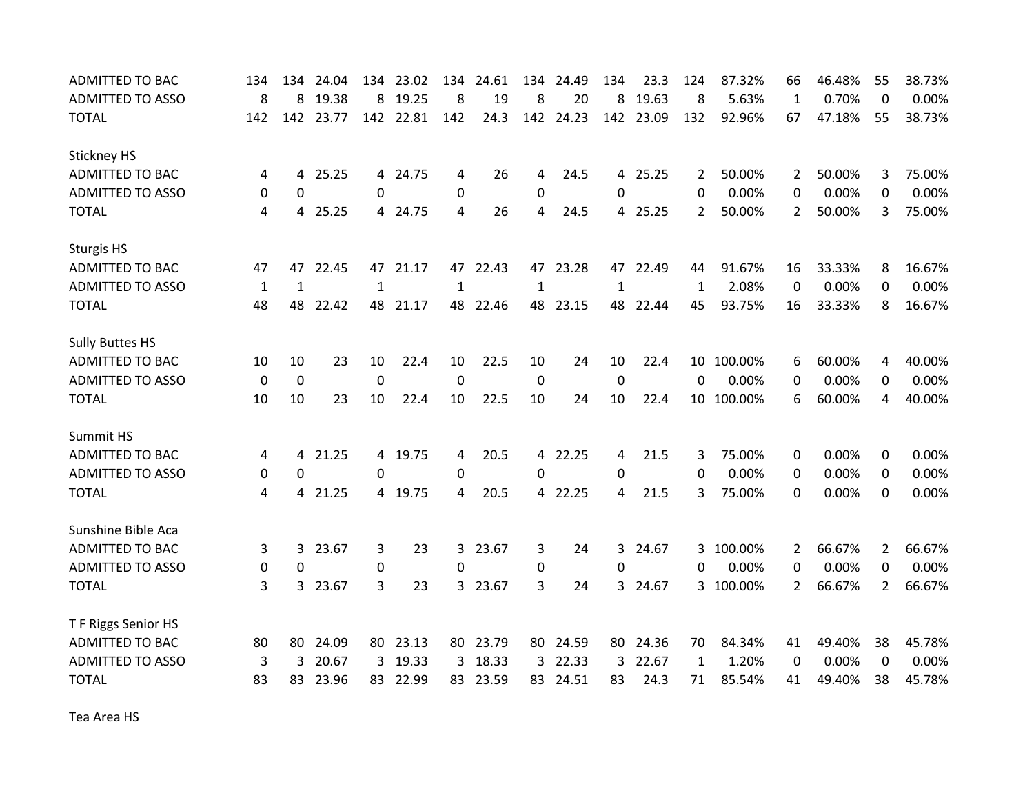| | | | | | | | | | | | | | | | | |
|---|---|---|---|---|---|---|---|---|---|---|---|---|---|---|---|---|
| ADMITTED TO BAC | 134 | 134 | 24.04 | 134 | 23.02 | 134 | 24.61 | 134 | 24.49 | 134 | 23.3 | 124 | 87.32% | 66 | 46.48% | 55 | 38.73% |
| ADMITTED TO ASSO | 8 | 8 | 19.38 | 8 | 19.25 | 8 | 19 | 8 | 20 | 8 | 19.63 | 8 | 5.63% | 1 | 0.70% | 0 | 0.00% |
| TOTAL | 142 | 142 | 23.77 | 142 | 22.81 | 142 | 24.3 | 142 | 24.23 | 142 | 23.09 | 132 | 92.96% | 67 | 47.18% | 55 | 38.73% |
| | | | | | | | | | | | | | | | | | |
| Stickney HS | | | | | | | | | | | | | | | | | |
| ADMITTED TO BAC | 4 | 4 | 25.25 | 4 | 24.75 | 4 | 26 | 4 | 24.5 | 4 | 25.25 | 2 | 50.00% | 2 | 50.00% | 3 | 75.00% |
| ADMITTED TO ASSO | 0 | 0 | | 0 | | 0 | | 0 | | 0 | | 0 | 0.00% | 0 | 0.00% | 0 | 0.00% |
| TOTAL | 4 | 4 | 25.25 | 4 | 24.75 | 4 | 26 | 4 | 24.5 | 4 | 25.25 | 2 | 50.00% | 2 | 50.00% | 3 | 75.00% |
| | | | | | | | | | | | | | | | | | |
| Sturgis HS | | | | | | | | | | | | | | | | | |
| ADMITTED TO BAC | 47 | 47 | 22.45 | 47 | 21.17 | 47 | 22.43 | 47 | 23.28 | 47 | 22.49 | 44 | 91.67% | 16 | 33.33% | 8 | 16.67% |
| ADMITTED TO ASSO | 1 | 1 | | 1 | | 1 | | 1 | | 1 | | 1 | 2.08% | 0 | 0.00% | 0 | 0.00% |
| TOTAL | 48 | 48 | 22.42 | 48 | 21.17 | 48 | 22.46 | 48 | 23.15 | 48 | 22.44 | 45 | 93.75% | 16 | 33.33% | 8 | 16.67% |
| | | | | | | | | | | | | | | | | | |
| Sully Buttes HS | | | | | | | | | | | | | | | | | |
| ADMITTED TO BAC | 10 | 10 | 23 | 10 | 22.4 | 10 | 22.5 | 10 | 24 | 10 | 22.4 | 10 | 100.00% | 6 | 60.00% | 4 | 40.00% |
| ADMITTED TO ASSO | 0 | 0 | | 0 | | 0 | | 0 | | 0 | | 0 | 0.00% | 0 | 0.00% | 0 | 0.00% |
| TOTAL | 10 | 10 | 23 | 10 | 22.4 | 10 | 22.5 | 10 | 24 | 10 | 22.4 | 10 | 100.00% | 6 | 60.00% | 4 | 40.00% |
| | | | | | | | | | | | | | | | | | |
| Summit HS | | | | | | | | | | | | | | | | | |
| ADMITTED TO BAC | 4 | 4 | 21.25 | 4 | 19.75 | 4 | 20.5 | 4 | 22.25 | 4 | 21.5 | 3 | 75.00% | 0 | 0.00% | 0 | 0.00% |
| ADMITTED TO ASSO | 0 | 0 | | 0 | | 0 | | 0 | | 0 | | 0 | 0.00% | 0 | 0.00% | 0 | 0.00% |
| TOTAL | 4 | 4 | 21.25 | 4 | 19.75 | 4 | 20.5 | 4 | 22.25 | 4 | 21.5 | 3 | 75.00% | 0 | 0.00% | 0 | 0.00% |
| | | | | | | | | | | | | | | | | | |
| Sunshine Bible Aca | | | | | | | | | | | | | | | | | |
| ADMITTED TO BAC | 3 | 3 | 23.67 | 3 | 23 | 3 | 23.67 | 3 | 24 | 3 | 24.67 | 3 | 100.00% | 2 | 66.67% | 2 | 66.67% |
| ADMITTED TO ASSO | 0 | 0 | | 0 | | 0 | | 0 | | 0 | | 0 | 0.00% | 0 | 0.00% | 0 | 0.00% |
| TOTAL | 3 | 3 | 23.67 | 3 | 23 | 3 | 23.67 | 3 | 24 | 3 | 24.67 | 3 | 100.00% | 2 | 66.67% | 2 | 66.67% |
| | | | | | | | | | | | | | | | | | |
| T F Riggs Senior HS | | | | | | | | | | | | | | | | | |
| ADMITTED TO BAC | 80 | 80 | 24.09 | 80 | 23.13 | 80 | 23.79 | 80 | 24.59 | 80 | 24.36 | 70 | 84.34% | 41 | 49.40% | 38 | 45.78% |
| ADMITTED TO ASSO | 3 | 3 | 20.67 | 3 | 19.33 | 3 | 18.33 | 3 | 22.33 | 3 | 22.67 | 1 | 1.20% | 0 | 0.00% | 0 | 0.00% |
| TOTAL | 83 | 83 | 23.96 | 83 | 22.99 | 83 | 23.59 | 83 | 24.51 | 83 | 24.3 | 71 | 85.54% | 41 | 49.40% | 38 | 45.78% |
| | | | | | | | | | | | | | | | | | |
| Tea Area HS | | | | | | | | | | | | | | | | | |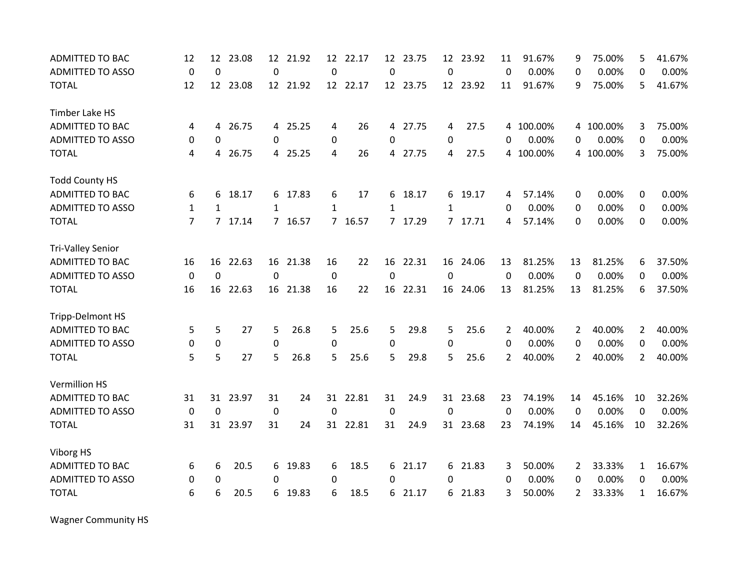| | | | | | | | | | | | | | | | | | | |
|---|---|---|---|---|---|---|---|---|---|---|---|---|---|---|---|---|---|---|
| ADMITTED TO BAC | 12 | 12 | 23.08 | 12 | 21.92 | 12 | 22.17 | 12 | 23.75 | 12 | 23.92 | 11 | 91.67% | 9 | 75.00% | 5 | 41.67% |
| ADMITTED TO ASSO | 0 | 0 | | 0 | | 0 | | 0 | | 0 | | 0 | 0.00% | 0 | 0.00% | 0 | 0.00% |
| TOTAL | 12 | 12 | 23.08 | 12 | 21.92 | 12 | 22.17 | 12 | 23.75 | 12 | 23.92 | 11 | 91.67% | 9 | 75.00% | 5 | 41.67% |
| | | | | | | | | | | | | | | | | | |
| Timber Lake HS | | | | | | | | | | | | | | | | | |
| ADMITTED TO BAC | 4 | 4 | 26.75 | 4 | 25.25 | 4 | 26 | 4 | 27.75 | 4 | 27.5 | 4 | 100.00% | 4 | 100.00% | 3 | 75.00% |
| ADMITTED TO ASSO | 0 | 0 | | 0 | | 0 | | 0 | | 0 | | 0 | 0.00% | 0 | 0.00% | 0 | 0.00% |
| TOTAL | 4 | 4 | 26.75 | 4 | 25.25 | 4 | 26 | 4 | 27.75 | 4 | 27.5 | 4 | 100.00% | 4 | 100.00% | 3 | 75.00% |
| | | | | | | | | | | | | | | | | | |
| Todd County HS | | | | | | | | | | | | | | | | | |
| ADMITTED TO BAC | 6 | 6 | 18.17 | 6 | 17.83 | 6 | 17 | 6 | 18.17 | 6 | 19.17 | 4 | 57.14% | 0 | 0.00% | 0 | 0.00% |
| ADMITTED TO ASSO | 1 | 1 | | 1 | | 1 | | 1 | | 1 | | 0 | 0.00% | 0 | 0.00% | 0 | 0.00% |
| TOTAL | 7 | 7 | 17.14 | 7 | 16.57 | 7 | 16.57 | 7 | 17.29 | 7 | 17.71 | 4 | 57.14% | 0 | 0.00% | 0 | 0.00% |
| | | | | | | | | | | | | | | | | | |
| Tri-Valley Senior | | | | | | | | | | | | | | | | | |
| ADMITTED TO BAC | 16 | 16 | 22.63 | 16 | 21.38 | 16 | 22 | 16 | 22.31 | 16 | 24.06 | 13 | 81.25% | 13 | 81.25% | 6 | 37.50% |
| ADMITTED TO ASSO | 0 | 0 | | 0 | | 0 | | 0 | | 0 | | 0 | 0.00% | 0 | 0.00% | 0 | 0.00% |
| TOTAL | 16 | 16 | 22.63 | 16 | 21.38 | 16 | 22 | 16 | 22.31 | 16 | 24.06 | 13 | 81.25% | 13 | 81.25% | 6 | 37.50% |
| | | | | | | | | | | | | | | | | | |
| Tripp-Delmont HS | | | | | | | | | | | | | | | | | |
| ADMITTED TO BAC | 5 | 5 | 27 | 5 | 26.8 | 5 | 25.6 | 5 | 29.8 | 5 | 25.6 | 2 | 40.00% | 2 | 40.00% | 2 | 40.00% |
| ADMITTED TO ASSO | 0 | 0 | | 0 | | 0 | | 0 | | 0 | | 0 | 0.00% | 0 | 0.00% | 0 | 0.00% |
| TOTAL | 5 | 5 | 27 | 5 | 26.8 | 5 | 25.6 | 5 | 29.8 | 5 | 25.6 | 2 | 40.00% | 2 | 40.00% | 2 | 40.00% |
| | | | | | | | | | | | | | | | | | |
| Vermillion HS | | | | | | | | | | | | | | | | | |
| ADMITTED TO BAC | 31 | 31 | 23.97 | 31 | 24 | 31 | 22.81 | 31 | 24.9 | 31 | 23.68 | 23 | 74.19% | 14 | 45.16% | 10 | 32.26% |
| ADMITTED TO ASSO | 0 | 0 | | 0 | | 0 | | 0 | | 0 | | 0 | 0.00% | 0 | 0.00% | 0 | 0.00% |
| TOTAL | 31 | 31 | 23.97 | 31 | 24 | 31 | 22.81 | 31 | 24.9 | 31 | 23.68 | 23 | 74.19% | 14 | 45.16% | 10 | 32.26% |
| | | | | | | | | | | | | | | | | | |
| Viborg HS | | | | | | | | | | | | | | | | | |
| ADMITTED TO BAC | 6 | 6 | 20.5 | 6 | 19.83 | 6 | 18.5 | 6 | 21.17 | 6 | 21.83 | 3 | 50.00% | 2 | 33.33% | 1 | 16.67% |
| ADMITTED TO ASSO | 0 | 0 | | 0 | | 0 | | 0 | | 0 | | 0 | 0.00% | 0 | 0.00% | 0 | 0.00% |
| TOTAL | 6 | 6 | 20.5 | 6 | 19.83 | 6 | 18.5 | 6 | 21.17 | 6 | 21.83 | 3 | 50.00% | 2 | 33.33% | 1 | 16.67% |
| | | | | | | | | | | | | | | | | | |
| Wagner Community HS | | | | | | | | | | | | | | | | | |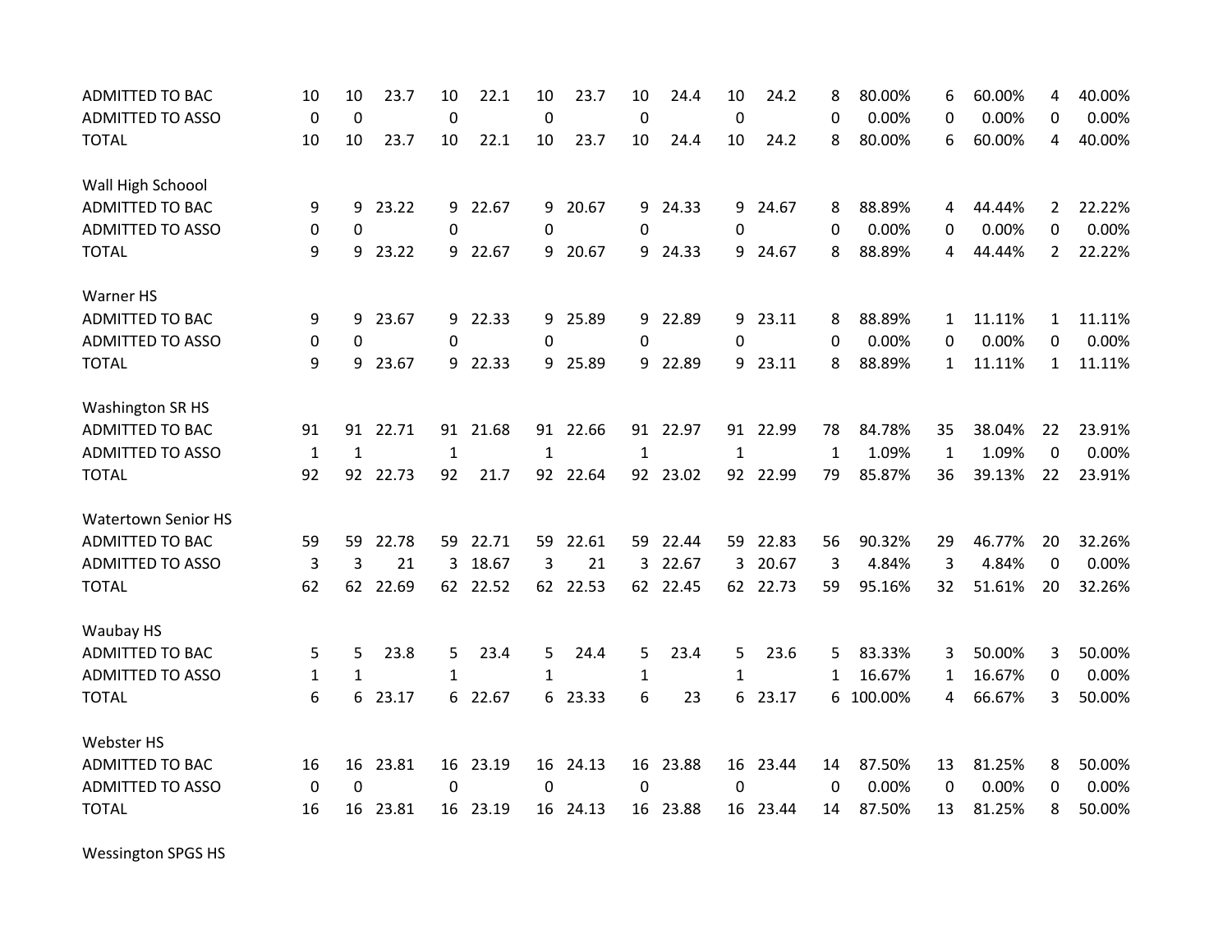| | | | | | | | | | | | | | | | | | | |
|---|---|---|---|---|---|---|---|---|---|---|---|---|---|---|---|---|---|---|
| ADMITTED TO BAC | 10 | 10 | 23.7 | 10 | 22.1 | 10 | 23.7 | 10 | 24.4 | 10 | 24.2 | 8 | 80.00% | 6 | 60.00% | 4 | 40.00% |
| ADMITTED TO ASSO | 0 | 0 | | 0 | | 0 | | 0 | | 0 | | 0 | 0.00% | 0 | 0.00% | 0 | 0.00% |
| TOTAL | 10 | 10 | 23.7 | 10 | 22.1 | 10 | 23.7 | 10 | 24.4 | 10 | 24.2 | 8 | 80.00% | 6 | 60.00% | 4 | 40.00% |
| | | | | | | | | | | | | | | | | | |
| Wall High Schoool | | | | | | | | | | | | | | | | | |
| ADMITTED TO BAC | 9 | 9 | 23.22 | 9 | 22.67 | 9 | 20.67 | 9 | 24.33 | 9 | 24.67 | 8 | 88.89% | 4 | 44.44% | 2 | 22.22% |
| ADMITTED TO ASSO | 0 | 0 | | 0 | | 0 | | 0 | | 0 | | 0 | 0.00% | 0 | 0.00% | 0 | 0.00% |
| TOTAL | 9 | 9 | 23.22 | 9 | 22.67 | 9 | 20.67 | 9 | 24.33 | 9 | 24.67 | 8 | 88.89% | 4 | 44.44% | 2 | 22.22% |
| | | | | | | | | | | | | | | | | | |
| Warner HS | | | | | | | | | | | | | | | | | |
| ADMITTED TO BAC | 9 | 9 | 23.67 | 9 | 22.33 | 9 | 25.89 | 9 | 22.89 | 9 | 23.11 | 8 | 88.89% | 1 | 11.11% | 1 | 11.11% |
| ADMITTED TO ASSO | 0 | 0 | | 0 | | 0 | | 0 | | 0 | | 0 | 0.00% | 0 | 0.00% | 0 | 0.00% |
| TOTAL | 9 | 9 | 23.67 | 9 | 22.33 | 9 | 25.89 | 9 | 22.89 | 9 | 23.11 | 8 | 88.89% | 1 | 11.11% | 1 | 11.11% |
| | | | | | | | | | | | | | | | | | |
| Washington SR HS | | | | | | | | | | | | | | | | | |
| ADMITTED TO BAC | 91 | 91 | 22.71 | 91 | 21.68 | 91 | 22.66 | 91 | 22.97 | 91 | 22.99 | 78 | 84.78% | 35 | 38.04% | 22 | 23.91% |
| ADMITTED TO ASSO | 1 | 1 | | 1 | | 1 | | 1 | | 1 | | 1 | 1.09% | 1 | 1.09% | 0 | 0.00% |
| TOTAL | 92 | 92 | 22.73 | 92 | 21.7 | 92 | 22.64 | 92 | 23.02 | 92 | 22.99 | 79 | 85.87% | 36 | 39.13% | 22 | 23.91% |
| | | | | | | | | | | | | | | | | | |
| Watertown Senior HS | | | | | | | | | | | | | | | | | |
| ADMITTED TO BAC | 59 | 59 | 22.78 | 59 | 22.71 | 59 | 22.61 | 59 | 22.44 | 59 | 22.83 | 56 | 90.32% | 29 | 46.77% | 20 | 32.26% |
| ADMITTED TO ASSO | 3 | 3 | 21 | 3 | 18.67 | 3 | 21 | 3 | 22.67 | 3 | 20.67 | 3 | 4.84% | 3 | 4.84% | 0 | 0.00% |
| TOTAL | 62 | 62 | 22.69 | 62 | 22.52 | 62 | 22.53 | 62 | 22.45 | 62 | 22.73 | 59 | 95.16% | 32 | 51.61% | 20 | 32.26% |
| | | | | | | | | | | | | | | | | | |
| Waubay HS | | | | | | | | | | | | | | | | | |
| ADMITTED TO BAC | 5 | 5 | 23.8 | 5 | 23.4 | 5 | 24.4 | 5 | 23.4 | 5 | 23.6 | 5 | 83.33% | 3 | 50.00% | 3 | 50.00% |
| ADMITTED TO ASSO | 1 | 1 | | 1 | | 1 | | 1 | | 1 | | 1 | 16.67% | 1 | 16.67% | 0 | 0.00% |
| TOTAL | 6 | 6 | 23.17 | 6 | 22.67 | 6 | 23.33 | 6 | 23 | 6 | 23.17 | 6 | 100.00% | 4 | 66.67% | 3 | 50.00% |
| | | | | | | | | | | | | | | | | | |
| Webster HS | | | | | | | | | | | | | | | | | |
| ADMITTED TO BAC | 16 | 16 | 23.81 | 16 | 23.19 | 16 | 24.13 | 16 | 23.88 | 16 | 23.44 | 14 | 87.50% | 13 | 81.25% | 8 | 50.00% |
| ADMITTED TO ASSO | 0 | 0 | | 0 | | 0 | | 0 | | 0 | | 0 | 0.00% | 0 | 0.00% | 0 | 0.00% |
| TOTAL | 16 | 16 | 23.81 | 16 | 23.19 | 16 | 24.13 | 16 | 23.88 | 16 | 23.44 | 14 | 87.50% | 13 | 81.25% | 8 | 50.00% |
| | | | | | | | | | | | | | | | | | |
| Wessington SPGS HS | | | | | | | | | | | | | | | | | |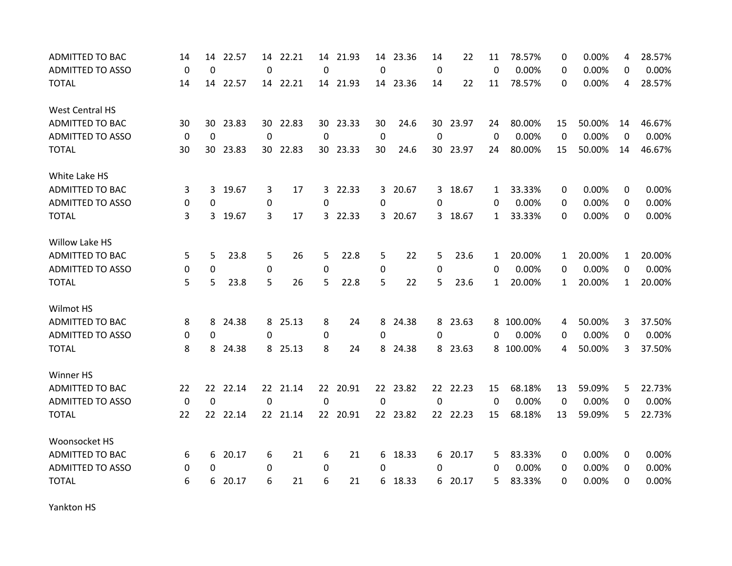| | | | | | | | | | | | | | | | | | |
|---|---|---|---|---|---|---|---|---|---|---|---|---|---|---|---|---|---|
| ADMITTED TO BAC | 14 | 14 | 22.57 | 14 | 22.21 | 14 | 21.93 | 14 | 23.36 | 14 | 22 | 11 | 78.57% | 0 | 0.00% | 4 | 28.57% |
| ADMITTED TO ASSO | 0 | 0 | | 0 | | 0 | | 0 | | 0 | | 0 | 0.00% | 0 | 0.00% | 0 | 0.00% |
| TOTAL | 14 | 14 | 22.57 | 14 | 22.21 | 14 | 21.93 | 14 | 23.36 | 14 | 22 | 11 | 78.57% | 0 | 0.00% | 4 | 28.57% |
| | | | | | | | | | | | | | | | | | |
| West Central HS | | | | | | | | | | | | | | | | | |
| ADMITTED TO BAC | 30 | 30 | 23.83 | 30 | 22.83 | 30 | 23.33 | 30 | 24.6 | 30 | 23.97 | 24 | 80.00% | 15 | 50.00% | 14 | 46.67% |
| ADMITTED TO ASSO | 0 | 0 | | 0 | | 0 | | 0 | | 0 | | 0 | 0.00% | 0 | 0.00% | 0 | 0.00% |
| TOTAL | 30 | 30 | 23.83 | 30 | 22.83 | 30 | 23.33 | 30 | 24.6 | 30 | 23.97 | 24 | 80.00% | 15 | 50.00% | 14 | 46.67% |
| | | | | | | | | | | | | | | | | | |
| White Lake HS | | | | | | | | | | | | | | | | | |
| ADMITTED TO BAC | 3 | 3 | 19.67 | 3 | 17 | 3 | 22.33 | 3 | 20.67 | 3 | 18.67 | 1 | 33.33% | 0 | 0.00% | 0 | 0.00% |
| ADMITTED TO ASSO | 0 | 0 | | 0 | | 0 | | 0 | | 0 | | 0 | 0.00% | 0 | 0.00% | 0 | 0.00% |
| TOTAL | 3 | 3 | 19.67 | 3 | 17 | 3 | 22.33 | 3 | 20.67 | 3 | 18.67 | 1 | 33.33% | 0 | 0.00% | 0 | 0.00% |
| | | | | | | | | | | | | | | | | | |
| Willow Lake HS | | | | | | | | | | | | | | | | | |
| ADMITTED TO BAC | 5 | 5 | 23.8 | 5 | 26 | 5 | 22.8 | 5 | 22 | 5 | 23.6 | 1 | 20.00% | 1 | 20.00% | 1 | 20.00% |
| ADMITTED TO ASSO | 0 | 0 | | 0 | | 0 | | 0 | | 0 | | 0 | 0.00% | 0 | 0.00% | 0 | 0.00% |
| TOTAL | 5 | 5 | 23.8 | 5 | 26 | 5 | 22.8 | 5 | 22 | 5 | 23.6 | 1 | 20.00% | 1 | 20.00% | 1 | 20.00% |
| | | | | | | | | | | | | | | | | | |
| Wilmot HS | | | | | | | | | | | | | | | | | |
| ADMITTED TO BAC | 8 | 8 | 24.38 | 8 | 25.13 | 8 | 24 | 8 | 24.38 | 8 | 23.63 | 8 | 100.00% | 4 | 50.00% | 3 | 37.50% |
| ADMITTED TO ASSO | 0 | 0 | | 0 | | 0 | | 0 | | 0 | | 0 | 0.00% | 0 | 0.00% | 0 | 0.00% |
| TOTAL | 8 | 8 | 24.38 | 8 | 25.13 | 8 | 24 | 8 | 24.38 | 8 | 23.63 | 8 | 100.00% | 4 | 50.00% | 3 | 37.50% |
| | | | | | | | | | | | | | | | | | |
| Winner HS | | | | | | | | | | | | | | | | | |
| ADMITTED TO BAC | 22 | 22 | 22.14 | 22 | 21.14 | 22 | 20.91 | 22 | 23.82 | 22 | 22.23 | 15 | 68.18% | 13 | 59.09% | 5 | 22.73% |
| ADMITTED TO ASSO | 0 | 0 | | 0 | | 0 | | 0 | | 0 | | 0 | 0.00% | 0 | 0.00% | 0 | 0.00% |
| TOTAL | 22 | 22 | 22.14 | 22 | 21.14 | 22 | 20.91 | 22 | 23.82 | 22 | 22.23 | 15 | 68.18% | 13 | 59.09% | 5 | 22.73% |
| | | | | | | | | | | | | | | | | | |
| Woonsocket HS | | | | | | | | | | | | | | | | | |
| ADMITTED TO BAC | 6 | 6 | 20.17 | 6 | 21 | 6 | 21 | 6 | 18.33 | 6 | 20.17 | 5 | 83.33% | 0 | 0.00% | 0 | 0.00% |
| ADMITTED TO ASSO | 0 | 0 | | 0 | | 0 | | 0 | | 0 | | 0 | 0.00% | 0 | 0.00% | 0 | 0.00% |
| TOTAL | 6 | 6 | 20.17 | 6 | 21 | 6 | 21 | 6 | 18.33 | 6 | 20.17 | 5 | 83.33% | 0 | 0.00% | 0 | 0.00% |
| | | | | | | | | | | | | | | | | | |
| Yankton HS | | | | | | | | | | | | | | | | | |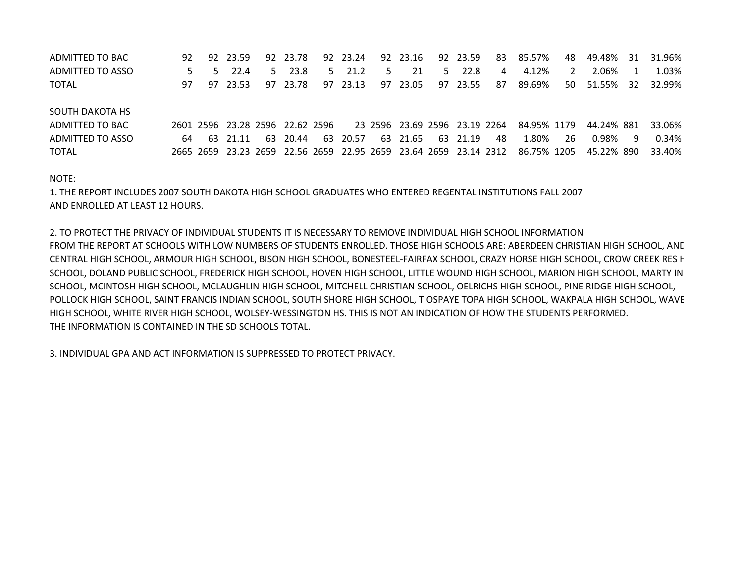| | | | | | | | | | | | | | | | | | |
|---|---|---|---|---|---|---|---|---|---|---|---|---|---|---|---|---|---|
| ADMITTED TO BAC | 92 | 92 | 23.59 | 92 | 23.78 | 92 | 23.24 | 92 | 23.16 | 92 | 23.59 | 83 | 85.57% | 48 | 49.48% | 31 | 31.96% |
| ADMITTED TO ASSO | 5 | 5 | 22.4 | 5 | 23.8 | 5 | 21.2 | 5 | 21 | 5 | 22.8 | 4 | 4.12% | 2 | 2.06% | 1 | 1.03% |
| TOTAL | 97 | 97 | 23.53 | 97 | 23.78 | 97 | 23.13 | 97 | 23.05 | 97 | 23.55 | 87 | 89.69% | 50 | 51.55% | 32 | 32.99% |
| | | | | | | | | | | | | | | | | | |
| SOUTH DAKOTA HS | | | | | | | | | | | | | | | | | |
| ADMITTED TO BAC | 2601 | 2596 | 23.28 | 2596 | 22.62 | 2596 | 23 | 2596 | 23.69 | 2596 | 23.19 | 2264 | 84.95% | 1179 | 44.24% | 881 | 33.06% |
| ADMITTED TO ASSO | 64 | 63 | 21.11 | 63 | 20.44 | 63 | 20.57 | 63 | 21.65 | 63 | 21.19 | 48 | 1.80% | 26 | 0.98% | 9 | 0.34% |
| TOTAL | 2665 | 2659 | 23.23 | 2659 | 22.56 | 2659 | 22.95 | 2659 | 23.64 | 2659 | 23.14 | 2312 | 86.75% | 1205 | 45.22% | 890 | 33.40% |

NOTE:

1. THE REPORT INCLUDES 2007 SOUTH DAKOTA HIGH SCHOOL GRADUATES WHO ENTERED REGENTAL INSTITUTIONS FALL 2007 AND ENROLLED AT LEAST 12 HOURS.

2. TO PROTECT THE PRIVACY OF INDIVIDUAL STUDENTS IT IS NECESSARY TO REMOVE INDIVIDUAL HIGH SCHOOL INFORMATION FROM THE REPORT AT SCHOOLS WITH LOW NUMBERS OF STUDENTS ENROLLED. THOSE HIGH SCHOOLS ARE: ABERDEEN CHRISTIAN HIGH SCHOOL, AND CENTRAL HIGH SCHOOL, ARMOUR HIGH SCHOOL, BISON HIGH SCHOOL, BONESTEEL-FAIRFAX SCHOOL, CRAZY HORSE HIGH SCHOOL, CROW CREEK RES H SCHOOL, DOLAND PUBLIC SCHOOL, FREDERICK HIGH SCHOOL, HOVEN HIGH SCHOOL, LITTLE WOUND HIGH SCHOOL, MARION HIGH SCHOOL, MARTY IN SCHOOL, MCINTOSH HIGH SCHOOL, MCLAUGHLIN HIGH SCHOOL, MITCHELL CHRISTIAN SCHOOL, OELRICHS HIGH SCHOOL, PINE RIDGE HIGH SCHOOL, POLLOCK HIGH SCHOOL, SAINT FRANCIS INDIAN SCHOOL, SOUTH SHORE HIGH SCHOOL, TIOSPAYE TOPA HIGH SCHOOL, WAKPALA HIGH SCHOOL, WAVE HIGH SCHOOL, WHITE RIVER HIGH SCHOOL, WOLSEY-WESSINGTON HS. THIS IS NOT AN INDICATION OF HOW THE STUDENTS PERFORMED. THE INFORMATION IS CONTAINED IN THE SD SCHOOLS TOTAL.

3. INDIVIDUAL GPA AND ACT INFORMATION IS SUPPRESSED TO PROTECT PRIVACY.